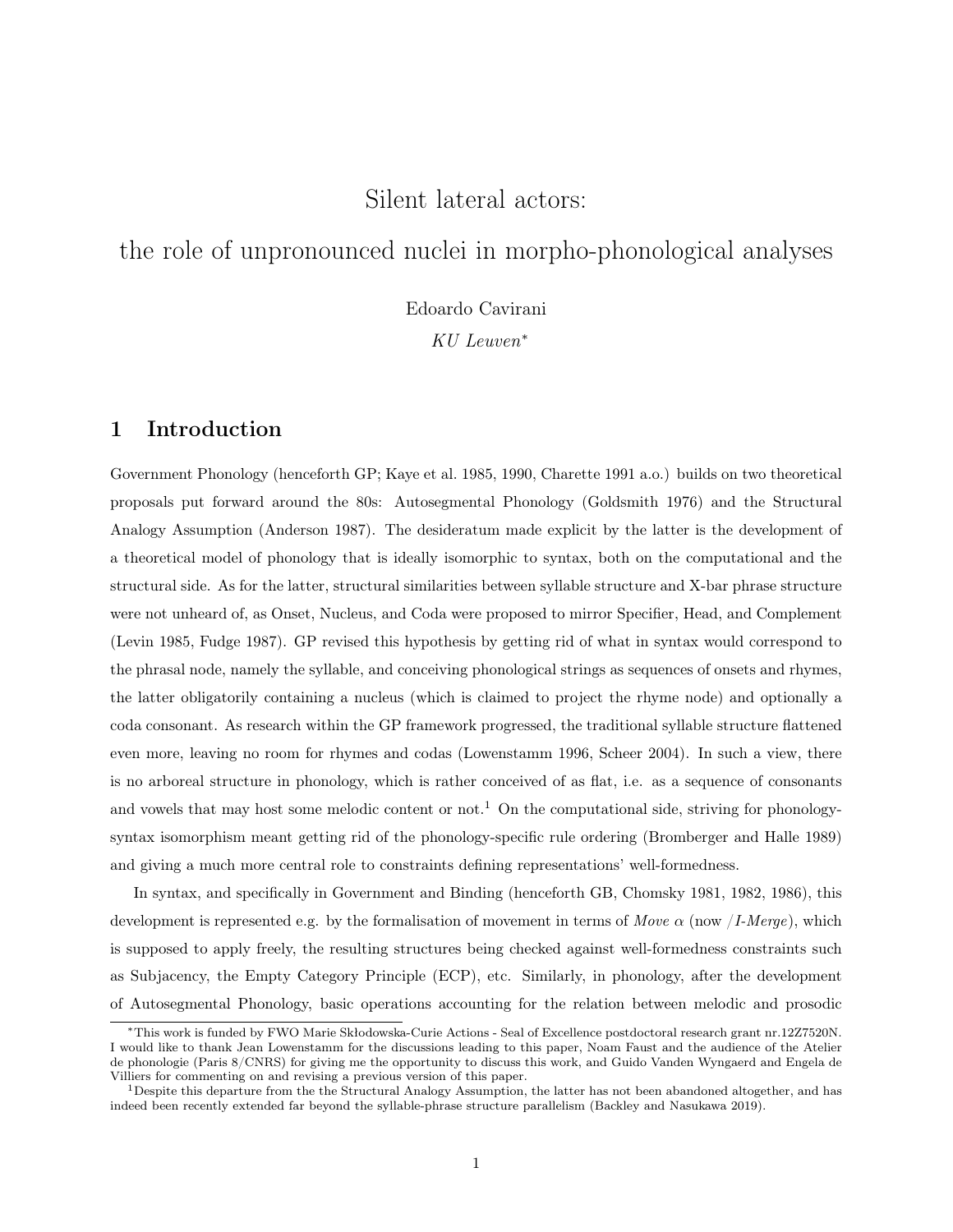# Silent lateral actors:
# the role of unpronounced nuclei in morpho-phonological analyses

Edoardo Cavirani

*KU Leuven*[*]

## 1 Introduction

Government Phonology (henceforth GP; Kaye et al. 1985, 1990, Charette 1991 a.o.) builds on two theoretical proposals put forward around the 80s: Autosegmental Phonology (Goldsmith 1976) and the Structural Analogy Assumption (Anderson 1987). The desideratum made explicit by the latter is the development of a theoretical model of phonology that is ideally isomorphic to syntax, both on the computational and the structural side. As for the latter, structural similarities between syllable structure and X-bar phrase structure were not unheard of, as Onset, Nucleus, and Coda were proposed to mirror Specifier, Head, and Complement (Levin 1985, Fudge 1987). GP revised this hypothesis by getting rid of what in syntax would correspond to the phrasal node, namely the syllable, and conceiving phonological strings as sequences of onsets and rhymes, the latter obligatorily containing a nucleus (which is claimed to project the rhyme node) and optionally a coda consonant. As research within the GP framework progressed, the traditional syllable structure flattened even more, leaving no room for rhymes and codas (Lowenstamm 1996, Scheer 2004). In such a view, there is no arboreal structure in phonology, which is rather conceived of as flat, i.e. as a sequence of consonants and vowels that may host some melodic content or not.[1] On the computational side, striving for phonology-syntax isomorphism meant getting rid of the phonology-specific rule ordering (Bromberger and Halle 1989) and giving a much more central role to constraints defining representations' well-formedness.

In syntax, and specifically in Government and Binding (henceforth GB, Chomsky 1981, 1982, 1986), this development is represented e.g. by the formalisation of movement in terms of *Move α* (now /*I-Merge*), which is supposed to apply freely, the resulting structures being checked against well-formedness constraints such as Subjacency, the Empty Category Principle (ECP), etc. Similarly, in phonology, after the development of Autosegmental Phonology, basic operations accounting for the relation between melodic and prosodic

---

[*] This work is funded by FWO Marie Skłodowska-Curie Actions - Seal of Excellence postdoctoral research grant nr.12Z7520N. I would like to thank Jean Lowenstamm for the discussions leading to this paper, Noam Faust and the audience of the Atelier de phonologie (Paris 8/CNRS) for giving me the opportunity to discuss this work, and Guido Vanden Wyngaerd and Engela de Villiers for commenting on and revising a previous version of this paper.

[1] Despite this departure from the the Structural Analogy Assumption, the latter has not been abandoned altogether, and has indeed been recently extended far beyond the syllable-phrase structure parallelism (Backley and Nasukawa 2019).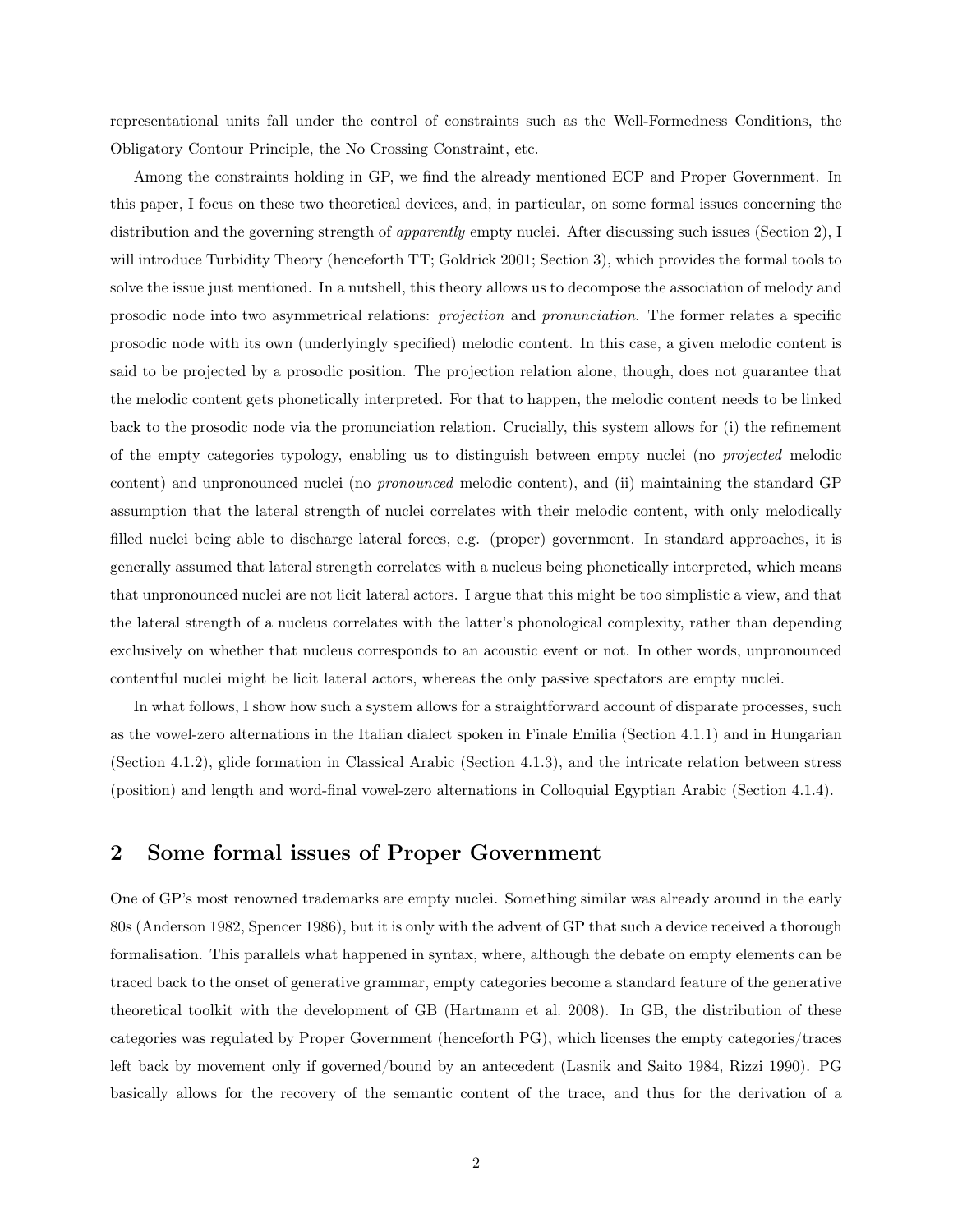representational units fall under the control of constraints such as the Well-Formedness Conditions, the Obligatory Contour Principle, the No Crossing Constraint, etc.

Among the constraints holding in GP, we find the already mentioned ECP and Proper Government. In this paper, I focus on these two theoretical devices, and, in particular, on some formal issues concerning the distribution and the governing strength of *apparently* empty nuclei. After discussing such issues (Section 2), I will introduce Turbidity Theory (henceforth TT; Goldrick 2001; Section 3), which provides the formal tools to solve the issue just mentioned. In a nutshell, this theory allows us to decompose the association of melody and prosodic node into two asymmetrical relations: *projection* and *pronunciation*. The former relates a specific prosodic node with its own (underlyingly specified) melodic content. In this case, a given melodic content is said to be projected by a prosodic position. The projection relation alone, though, does not guarantee that the melodic content gets phonetically interpreted. For that to happen, the melodic content needs to be linked back to the prosodic node via the pronunciation relation. Crucially, this system allows for (i) the refinement of the empty categories typology, enabling us to distinguish between empty nuclei (no *projected* melodic content) and unpronounced nuclei (no *pronounced* melodic content), and (ii) maintaining the standard GP assumption that the lateral strength of nuclei correlates with their melodic content, with only melodically filled nuclei being able to discharge lateral forces, e.g. (proper) government. In standard approaches, it is generally assumed that lateral strength correlates with a nucleus being phonetically interpreted, which means that unpronounced nuclei are not licit lateral actors. I argue that this might be too simplistic a view, and that the lateral strength of a nucleus correlates with the latter's phonological complexity, rather than depending exclusively on whether that nucleus corresponds to an acoustic event or not. In other words, unpronounced contentful nuclei might be licit lateral actors, whereas the only passive spectators are empty nuclei.

In what follows, I show how such a system allows for a straightforward account of disparate processes, such as the vowel-zero alternations in the Italian dialect spoken in Finale Emilia (Section 4.1.1) and in Hungarian (Section 4.1.2), glide formation in Classical Arabic (Section 4.1.3), and the intricate relation between stress (position) and length and word-final vowel-zero alternations in Colloquial Egyptian Arabic (Section 4.1.4).

## 2 Some formal issues of Proper Government

One of GP's most renowned trademarks are empty nuclei. Something similar was already around in the early 80s (Anderson 1982, Spencer 1986), but it is only with the advent of GP that such a device received a thorough formalisation. This parallels what happened in syntax, where, although the debate on empty elements can be traced back to the onset of generative grammar, empty categories become a standard feature of the generative theoretical toolkit with the development of GB (Hartmann et al. 2008). In GB, the distribution of these categories was regulated by Proper Government (henceforth PG), which licenses the empty categories/traces left back by movement only if governed/bound by an antecedent (Lasnik and Saito 1984, Rizzi 1990). PG basically allows for the recovery of the semantic content of the trace, and thus for the derivation of a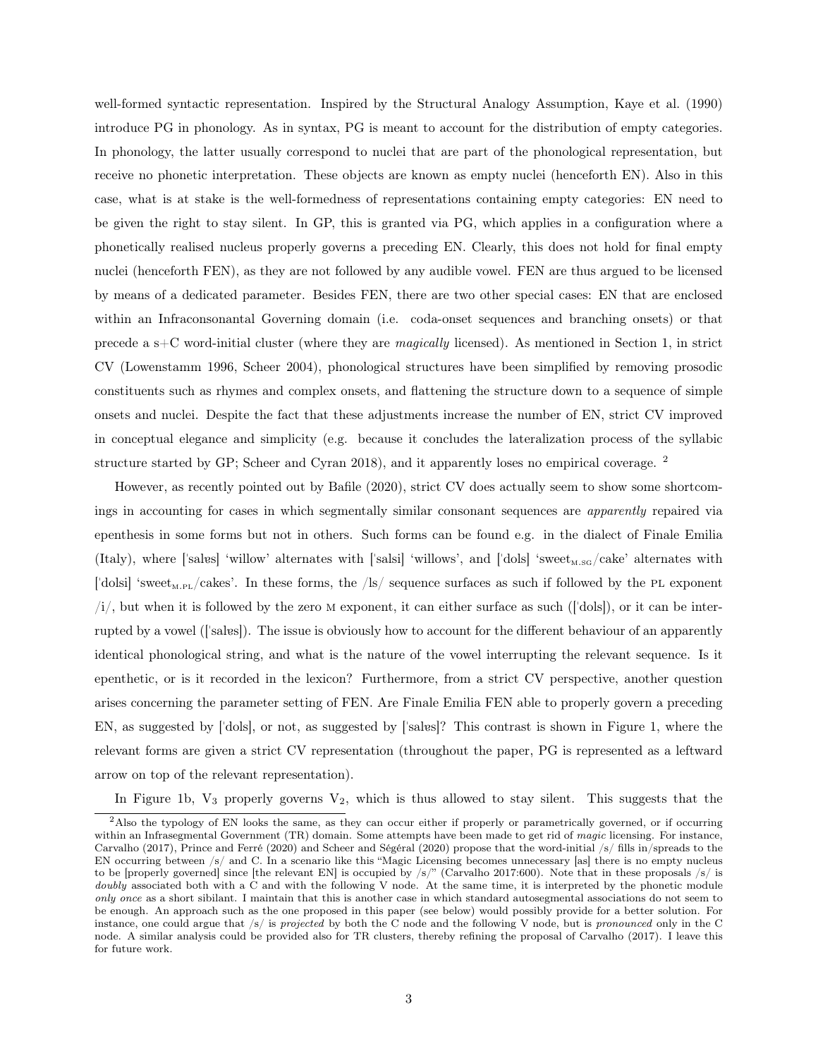well-formed syntactic representation. Inspired by the Structural Analogy Assumption, Kaye et al. (1990) introduce PG in phonology. As in syntax, PG is meant to account for the distribution of empty categories. In phonology, the latter usually correspond to nuclei that are part of the phonological representation, but receive no phonetic interpretation. These objects are known as empty nuclei (henceforth EN). Also in this case, what is at stake is the well-formedness of representations containing empty categories: EN need to be given the right to stay silent. In GP, this is granted via PG, which applies in a configuration where a phonetically realised nucleus properly governs a preceding EN. Clearly, this does not hold for final empty nuclei (henceforth FEN), as they are not followed by any audible vowel. FEN are thus argued to be licensed by means of a dedicated parameter. Besides FEN, there are two other special cases: EN that are enclosed within an Infraconsonantal Governing domain (i.e. coda-onset sequences and branching onsets) or that precede a s+C word-initial cluster (where they are *magically* licensed). As mentioned in Section 1, in strict CV (Lowenstamm 1996, Scheer 2004), phonological structures have been simplified by removing prosodic constituents such as rhymes and complex onsets, and flattening the structure down to a sequence of simple onsets and nuclei. Despite the fact that these adjustments increase the number of EN, strict CV improved in conceptual elegance and simplicity (e.g. because it concludes the lateralization process of the syllabic structure started by GP; Scheer and Cyran 2018), and it apparently loses no empirical coverage. [2]

However, as recently pointed out by Bafile (2020), strict CV does actually seem to show some shortcomings in accounting for cases in which segmentally similar consonant sequences are *apparently* repaired via epenthesis in some forms but not in others. Such forms can be found e.g. in the dialect of Finale Emilia (Italy), where [ˈsalɐs] 'willow' alternates with [ˈsalsi] 'willows', and [ˈdols] 'sweet$_{\text{M.SG}}$/cake' alternates with [ˈdolsi] 'sweet$_{\text{M.PL}}$/cakes'. In these forms, the /ls/ sequence surfaces as such if followed by the PL exponent /i/, but when it is followed by the zero M exponent, it can either surface as such ([ˈdols]), or it can be interrupted by a vowel ([ˈsalɐs]). The issue is obviously how to account for the different behaviour of an apparently identical phonological string, and what is the nature of the vowel interrupting the relevant sequence. Is it epenthetic, or is it recorded in the lexicon? Furthermore, from a strict CV perspective, another question arises concerning the parameter setting of FEN. Are Finale Emilia FEN able to properly govern a preceding EN, as suggested by [ˈdols], or not, as suggested by [ˈsalɐs]? This contrast is shown in Figure 1, where the relevant forms are given a strict CV representation (throughout the paper, PG is represented as a leftward arrow on top of the relevant representation).

In Figure 1b, $V_3$ properly governs $V_2$, which is thus allowed to stay silent. This suggests that the

[2] Also the typology of EN looks the same, as they can occur either if properly or parametrically governed, or if occurring within an Infrasegmental Government (TR) domain. Some attempts have been made to get rid of *magic* licensing. For instance, Carvalho (2017), Prince and Ferré (2020) and Scheer and Ségéral (2020) propose that the word-initial /s/ fills in/spreads to the EN occurring between /s/ and C. In a scenario like this "Magic Licensing becomes unnecessary [as] there is no empty nucleus to be [properly governed] since [the relevant EN] is occupied by /s/" (Carvalho 2017:600). Note that in these proposals /s/ is *doubly* associated both with a C and with the following V node. At the same time, it is interpreted by the phonetic module *only once* as a short sibilant. I maintain that this is another case in which standard autosegmental associations do not seem to be enough. An approach such as the one proposed in this paper (see below) would possibly provide for a better solution. For instance, one could argue that /s/ is *projected* by both the C node and the following V node, but is *pronounced* only in the C node. A similar analysis could be provided also for TR clusters, thereby refining the proposal of Carvalho (2017). I leave this for future work.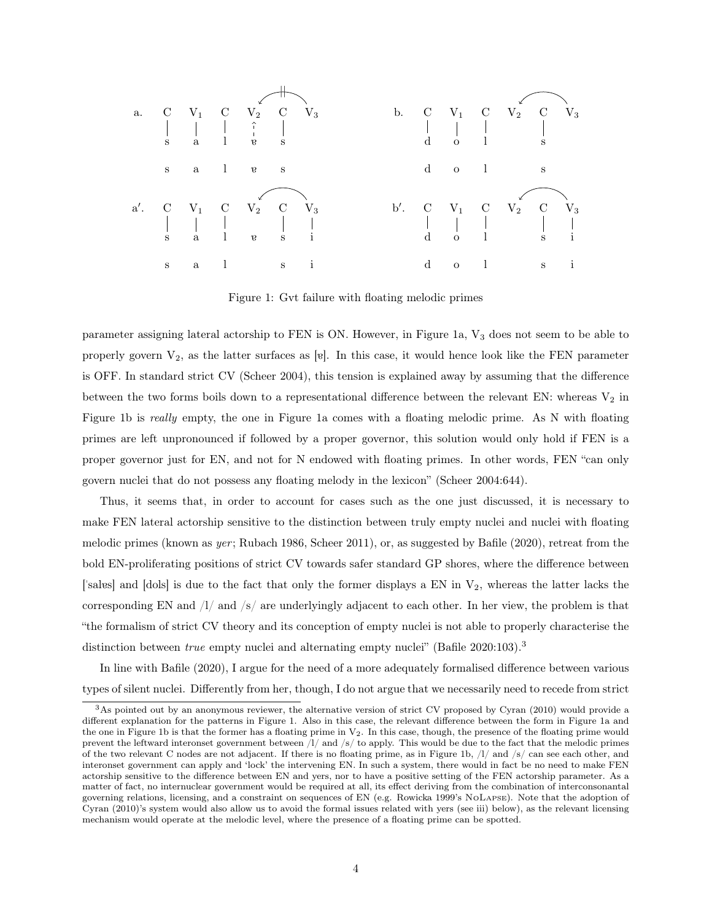a. C V₁ C V₂ C V₃ — s a l ɐ s — [s a l ɐ s]

b. C V₁ C V₂ C V₃ — d o l s — [d o l s]

a′. C V₁ C V₂ C V₃ — s a l ɐ s i — [s a l s i]

b′. C V₁ C V₂ C V₃ — d o l s i — [d o l s i]

Figure 1: Gvt failure with floating melodic primes

parameter assigning lateral actorship to FEN is ON. However, in Figure 1a, $V_3$ does not seem to be able to properly govern $V_2$, as the latter surfaces as [ɐ]. In this case, it would hence look like the FEN parameter is OFF. In standard strict CV (Scheer 2004), this tension is explained away by assuming that the difference between the two forms boils down to a representational difference between the relevant EN: whereas $V_2$ in Figure 1b is *really* empty, the one in Figure 1a comes with a floating melodic prime. As N with floating primes are left unpronounced if followed by a proper governor, this solution would only hold if FEN is a proper governor just for EN, and not for N endowed with floating primes. In other words, FEN "can only govern nuclei that do not possess any floating melody in the lexicon" (Scheer 2004:644).

Thus, it seems that, in order to account for cases such as the one just discussed, it is necessary to make FEN lateral actorship sensitive to the distinction between truly empty nuclei and nuclei with floating melodic primes (known as *yer*; Rubach 1986, Scheer 2011), or, as suggested by Bafile (2020), retreat from the bold EN-proliferating positions of strict CV towards safer standard GP shores, where the difference between [ˈsalɐs] and [dols] is due to the fact that only the former displays a EN in $V_2$, whereas the latter lacks the corresponding EN and /l/ and /s/ are underlyingly adjacent to each other. In her view, the problem is that "the formalism of strict CV theory and its conception of empty nuclei is not able to properly characterise the distinction between *true* empty nuclei and alternating empty nuclei" (Bafile 2020:103).[3]

In line with Bafile (2020), I argue for the need of a more adequately formalised difference between various types of silent nuclei. Differently from her, though, I do not argue that we necessarily need to recede from strict

[3] As pointed out by an anonymous reviewer, the alternative version of strict CV proposed by Cyran (2010) would provide a different explanation for the patterns in Figure 1. Also in this case, the relevant difference between the form in Figure 1a and the one in Figure 1b is that the former has a floating prime in $V_2$. In this case, though, the presence of the floating prime would prevent the leftward interonset government between /l/ and /s/ to apply. This would be due to the fact that the melodic primes of the two relevant C nodes are not adjacent. If there is no floating prime, as in Figure 1b, /l/ and /s/ can see each other, and interonset government can apply and 'lock' the intervening EN. In such a system, there would in fact be no need to make FEN actorship sensitive to the difference between EN and yers, nor to have a positive setting of the FEN actorship parameter. As a matter of fact, no internuclear government would be required at all, its effect deriving from the combination of interconsonantal governing relations, licensing, and a constraint on sequences of EN (e.g. Rowicka 1999's NoLapse). Note that the adoption of Cyran (2010)'s system would also allow us to avoid the formal issues related with yers (see iii) below), as the relevant licensing mechanism would operate at the melodic level, where the presence of a floating prime can be spotted.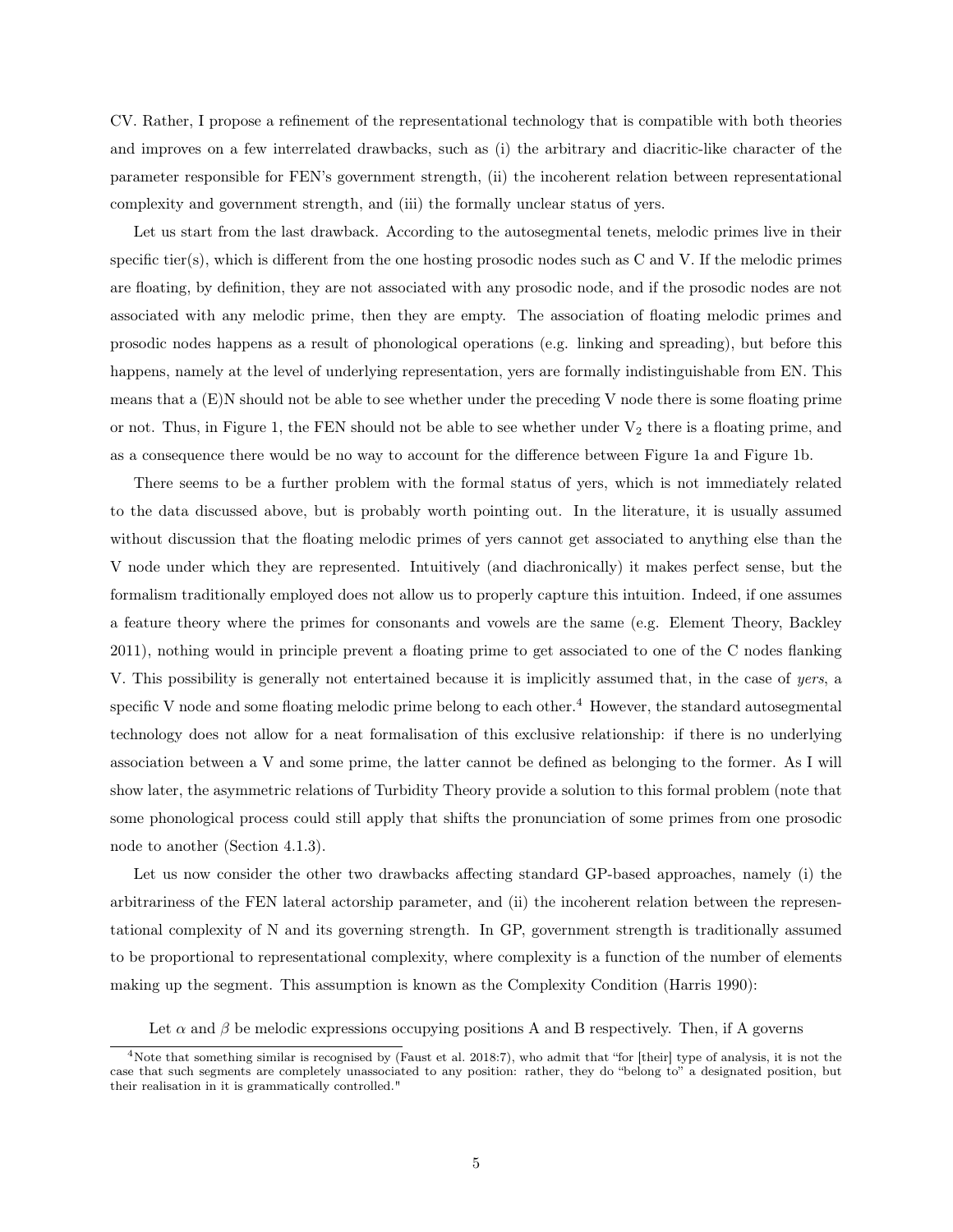CV. Rather, I propose a refinement of the representational technology that is compatible with both theories and improves on a few interrelated drawbacks, such as (i) the arbitrary and diacritic-like character of the parameter responsible for FEN's government strength, (ii) the incoherent relation between representational complexity and government strength, and (iii) the formally unclear status of yers.

Let us start from the last drawback. According to the autosegmental tenets, melodic primes live in their specific tier(s), which is different from the one hosting prosodic nodes such as C and V. If the melodic primes are floating, by definition, they are not associated with any prosodic node, and if the prosodic nodes are not associated with any melodic prime, then they are empty. The association of floating melodic primes and prosodic nodes happens as a result of phonological operations (e.g. linking and spreading), but before this happens, namely at the level of underlying representation, yers are formally indistinguishable from EN. This means that a (E)N should not be able to see whether under the preceding V node there is some floating prime or not. Thus, in Figure 1, the FEN should not be able to see whether under $V_2$ there is a floating prime, and as a consequence there would be no way to account for the difference between Figure 1a and Figure 1b.

There seems to be a further problem with the formal status of yers, which is not immediately related to the data discussed above, but is probably worth pointing out. In the literature, it is usually assumed without discussion that the floating melodic primes of yers cannot get associated to anything else than the V node under which they are represented. Intuitively (and diachronically) it makes perfect sense, but the formalism traditionally employed does not allow us to properly capture this intuition. Indeed, if one assumes a feature theory where the primes for consonants and vowels are the same (e.g. Element Theory, Backley 2011), nothing would in principle prevent a floating prime to get associated to one of the C nodes flanking V. This possibility is generally not entertained because it is implicitly assumed that, in the case of *yers*, a specific V node and some floating melodic prime belong to each other.[4] However, the standard autosegmental technology does not allow for a neat formalisation of this exclusive relationship: if there is no underlying association between a V and some prime, the latter cannot be defined as belonging to the former. As I will show later, the asymmetric relations of Turbidity Theory provide a solution to this formal problem (note that some phonological process could still apply that shifts the pronunciation of some primes from one prosodic node to another (Section 4.1.3).

Let us now consider the other two drawbacks affecting standard GP-based approaches, namely (i) the arbitrariness of the FEN lateral actorship parameter, and (ii) the incoherent relation between the representational complexity of N and its governing strength. In GP, government strength is traditionally assumed to be proportional to representational complexity, where complexity is a function of the number of elements making up the segment. This assumption is known as the Complexity Condition (Harris 1990):

Let $\alpha$ and $\beta$ be melodic expressions occupying positions A and B respectively. Then, if A governs

[4] Note that something similar is recognised by (Faust et al. 2018:7), who admit that "for [their] type of analysis, it is not the case that such segments are completely unassociated to any position: rather, they do "belong to" a designated position, but their realisation in it is grammatically controlled."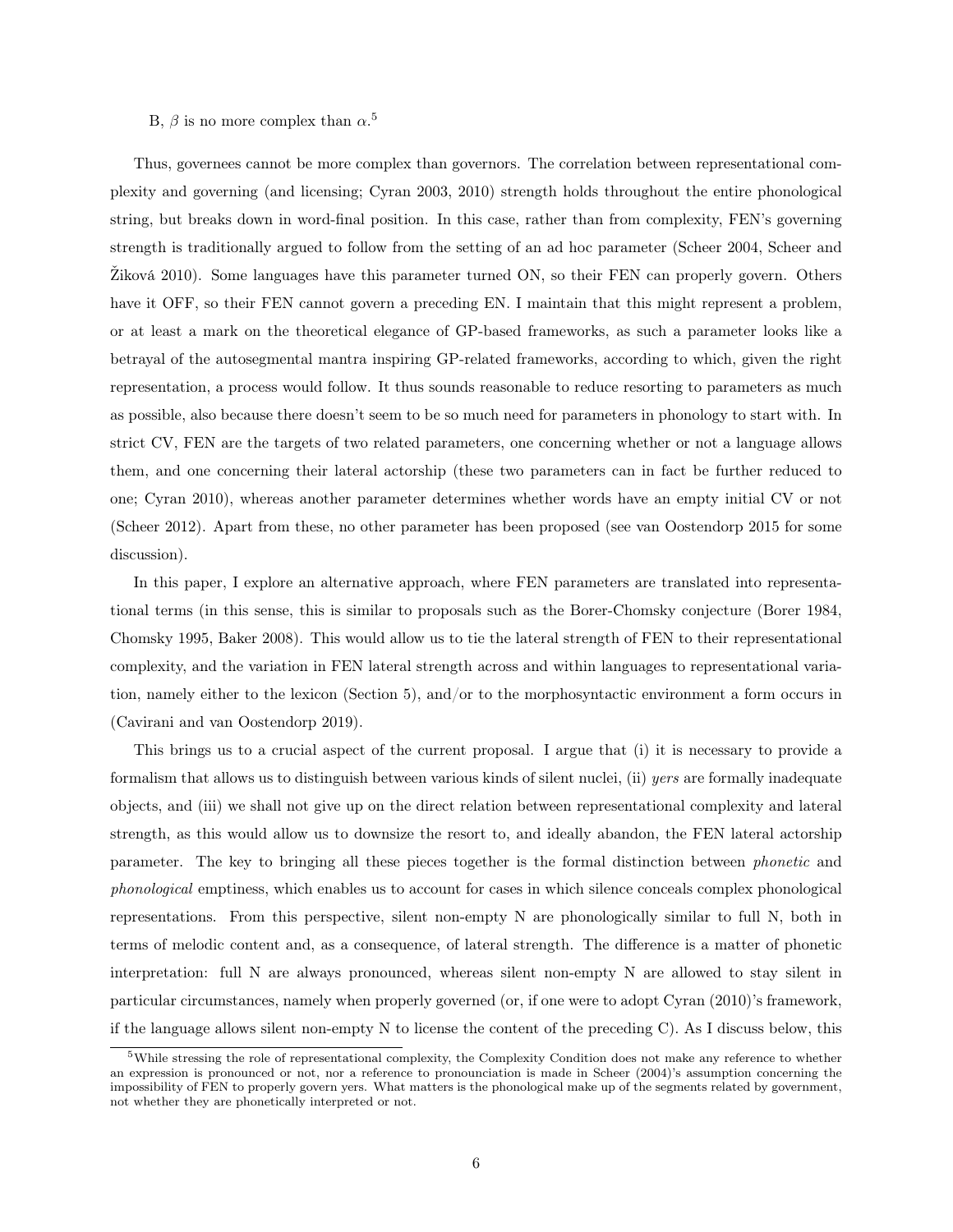B, $\beta$ is no more complex than $\alpha$.[5]

Thus, governees cannot be more complex than governors. The correlation between representational complexity and governing (and licensing; Cyran 2003, 2010) strength holds throughout the entire phonological string, but breaks down in word-final position. In this case, rather than from complexity, FEN's governing strength is traditionally argued to follow from the setting of an ad hoc parameter (Scheer 2004, Scheer and Žiková 2010). Some languages have this parameter turned ON, so their FEN can properly govern. Others have it OFF, so their FEN cannot govern a preceding EN. I maintain that this might represent a problem, or at least a mark on the theoretical elegance of GP-based frameworks, as such a parameter looks like a betrayal of the autosegmental mantra inspiring GP-related frameworks, according to which, given the right representation, a process would follow. It thus sounds reasonable to reduce resorting to parameters as much as possible, also because there doesn't seem to be so much need for parameters in phonology to start with. In strict CV, FEN are the targets of two related parameters, one concerning whether or not a language allows them, and one concerning their lateral actorship (these two parameters can in fact be further reduced to one; Cyran 2010), whereas another parameter determines whether words have an empty initial CV or not (Scheer 2012). Apart from these, no other parameter has been proposed (see van Oostendorp 2015 for some discussion).

In this paper, I explore an alternative approach, where FEN parameters are translated into representational terms (in this sense, this is similar to proposals such as the Borer-Chomsky conjecture (Borer 1984, Chomsky 1995, Baker 2008). This would allow us to tie the lateral strength of FEN to their representational complexity, and the variation in FEN lateral strength across and within languages to representational variation, namely either to the lexicon (Section 5), and/or to the morphosyntactic environment a form occurs in (Cavirani and van Oostendorp 2019).

This brings us to a crucial aspect of the current proposal. I argue that (i) it is necessary to provide a formalism that allows us to distinguish between various kinds of silent nuclei, (ii) *yers* are formally inadequate objects, and (iii) we shall not give up on the direct relation between representational complexity and lateral strength, as this would allow us to downsize the resort to, and ideally abandon, the FEN lateral actorship parameter. The key to bringing all these pieces together is the formal distinction between *phonetic* and *phonological* emptiness, which enables us to account for cases in which silence conceals complex phonological representations. From this perspective, silent non-empty N are phonologically similar to full N, both in terms of melodic content and, as a consequence, of lateral strength. The difference is a matter of phonetic interpretation: full N are always pronounced, whereas silent non-empty N are allowed to stay silent in particular circumstances, namely when properly governed (or, if one were to adopt Cyran (2010)'s framework, if the language allows silent non-empty N to license the content of the preceding C). As I discuss below, this

[5] While stressing the role of representational complexity, the Complexity Condition does not make any reference to whether an expression is pronounced or not, nor a reference to pronounciation is made in Scheer (2004)'s assumption concerning the impossibility of FEN to properly govern yers. What matters is the phonological make up of the segments related by government, not whether they are phonetically interpreted or not.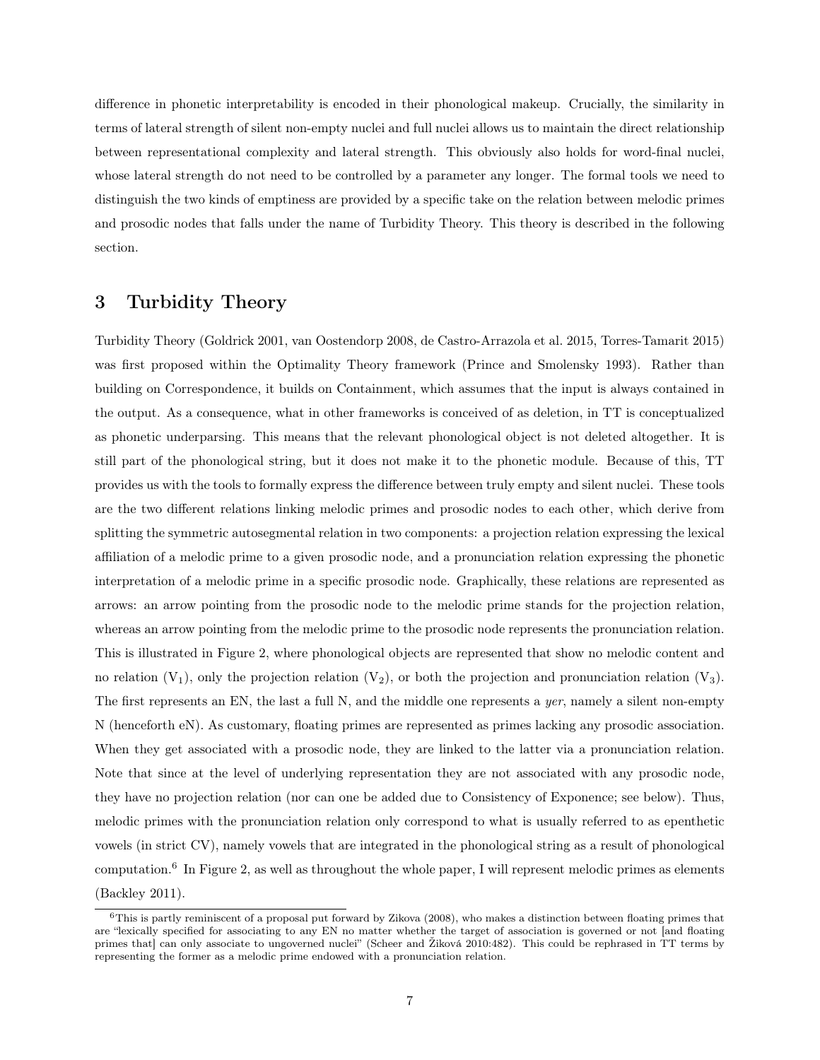difference in phonetic interpretability is encoded in their phonological makeup. Crucially, the similarity in terms of lateral strength of silent non-empty nuclei and full nuclei allows us to maintain the direct relationship between representational complexity and lateral strength. This obviously also holds for word-final nuclei, whose lateral strength do not need to be controlled by a parameter any longer. The formal tools we need to distinguish the two kinds of emptiness are provided by a specific take on the relation between melodic primes and prosodic nodes that falls under the name of Turbidity Theory. This theory is described in the following section.

## 3 Turbidity Theory

Turbidity Theory (Goldrick 2001, van Oostendorp 2008, de Castro-Arrazola et al. 2015, Torres-Tamarit 2015) was first proposed within the Optimality Theory framework (Prince and Smolensky 1993). Rather than building on Correspondence, it builds on Containment, which assumes that the input is always contained in the output. As a consequence, what in other frameworks is conceived of as deletion, in TT is conceptualized as phonetic underparsing. This means that the relevant phonological object is not deleted altogether. It is still part of the phonological string, but it does not make it to the phonetic module. Because of this, TT provides us with the tools to formally express the difference between truly empty and silent nuclei. These tools are the two different relations linking melodic primes and prosodic nodes to each other, which derive from splitting the symmetric autosegmental relation in two components: a projection relation expressing the lexical affiliation of a melodic prime to a given prosodic node, and a pronunciation relation expressing the phonetic interpretation of a melodic prime in a specific prosodic node. Graphically, these relations are represented as arrows: an arrow pointing from the prosodic node to the melodic prime stands for the projection relation, whereas an arrow pointing from the melodic prime to the prosodic node represents the pronunciation relation. This is illustrated in Figure 2, where phonological objects are represented that show no melodic content and no relation ($V_1$), only the projection relation ($V_2$), or both the projection and pronunciation relation ($V_3$). The first represents an EN, the last a full N, and the middle one represents a *yer*, namely a silent non-empty N (henceforth eN). As customary, floating primes are represented as primes lacking any prosodic association. When they get associated with a prosodic node, they are linked to the latter via a pronunciation relation. Note that since at the level of underlying representation they are not associated with any prosodic node, they have no projection relation (nor can one be added due to Consistency of Exponence; see below). Thus, melodic primes with the pronunciation relation only correspond to what is usually referred to as epenthetic vowels (in strict CV), namely vowels that are integrated in the phonological string as a result of phonological computation.[6] In Figure 2, as well as throughout the whole paper, I will represent melodic primes as elements (Backley 2011).

[6] This is partly reminiscent of a proposal put forward by Zikova (2008), who makes a distinction between floating primes that are "lexically specified for associating to any EN no matter whether the target of association is governed or not [and floating primes that] can only associate to ungoverned nuclei" (Scheer and Žiková 2010:482). This could be rephrased in TT terms by representing the former as a melodic prime endowed with a pronunciation relation.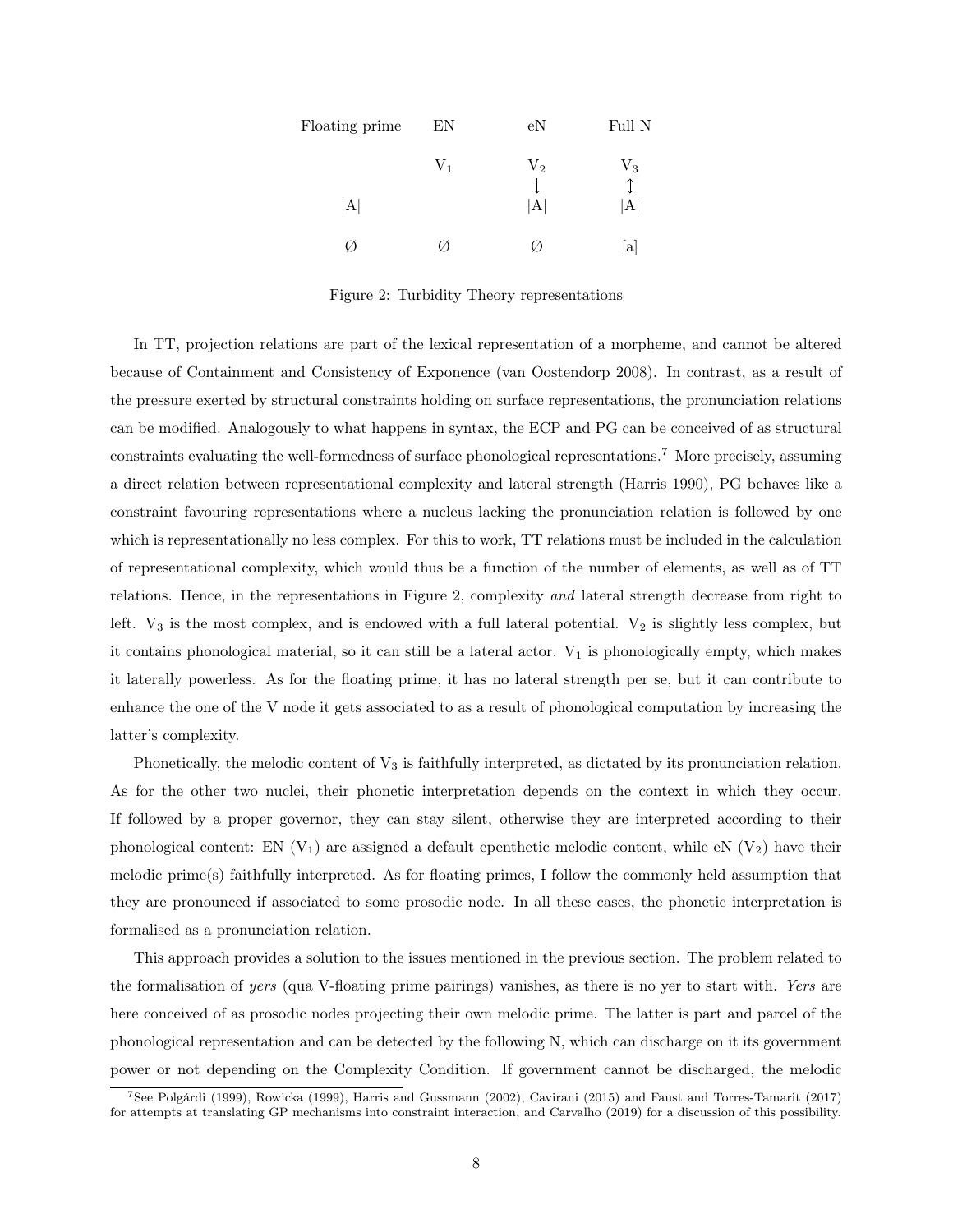| Floating prime | EN | eN | Full N |
|---|---|---|---|
| | $V_1$ | $V_2$ | $V_3$ |
| | | ↓ | ↕ |
| \|A\| | | \|A\| | \|A\| |
| Ø | Ø | Ø | [a] |

Figure 2: Turbidity Theory representations

In TT, projection relations are part of the lexical representation of a morpheme, and cannot be altered because of Containment and Consistency of Exponence (van Oostendorp 2008). In contrast, as a result of the pressure exerted by structural constraints holding on surface representations, the pronunciation relations can be modified. Analogously to what happens in syntax, the ECP and PG can be conceived of as structural constraints evaluating the well-formedness of surface phonological representations.[7] More precisely, assuming a direct relation between representational complexity and lateral strength (Harris 1990), PG behaves like a constraint favouring representations where a nucleus lacking the pronunciation relation is followed by one which is representationally no less complex. For this to work, TT relations must be included in the calculation of representational complexity, which would thus be a function of the number of elements, as well as of TT relations. Hence, in the representations in Figure 2, complexity *and* lateral strength decrease from right to left. $V_3$ is the most complex, and is endowed with a full lateral potential. $V_2$ is slightly less complex, but it contains phonological material, so it can still be a lateral actor. $V_1$ is phonologically empty, which makes it laterally powerless. As for the floating prime, it has no lateral strength per se, but it can contribute to enhance the one of the V node it gets associated to as a result of phonological computation by increasing the latter's complexity.

Phonetically, the melodic content of $V_3$ is faithfully interpreted, as dictated by its pronunciation relation. As for the other two nuclei, their phonetic interpretation depends on the context in which they occur. If followed by a proper governor, they can stay silent, otherwise they are interpreted according to their phonological content: EN ($V_1$) are assigned a default epenthetic melodic content, while eN ($V_2$) have their melodic prime(s) faithfully interpreted. As for floating primes, I follow the commonly held assumption that they are pronounced if associated to some prosodic node. In all these cases, the phonetic interpretation is formalised as a pronunciation relation.

This approach provides a solution to the issues mentioned in the previous section. The problem related to the formalisation of *yers* (qua V-floating prime pairings) vanishes, as there is no yer to start with. *Yers* are here conceived of as prosodic nodes projecting their own melodic prime. The latter is part and parcel of the phonological representation and can be detected by the following N, which can discharge on it its government power or not depending on the Complexity Condition. If government cannot be discharged, the melodic

[7] See Polgárdi (1999), Rowicka (1999), Harris and Gussmann (2002), Cavirani (2015) and Faust and Torres-Tamarit (2017) for attempts at translating GP mechanisms into constraint interaction, and Carvalho (2019) for a discussion of this possibility.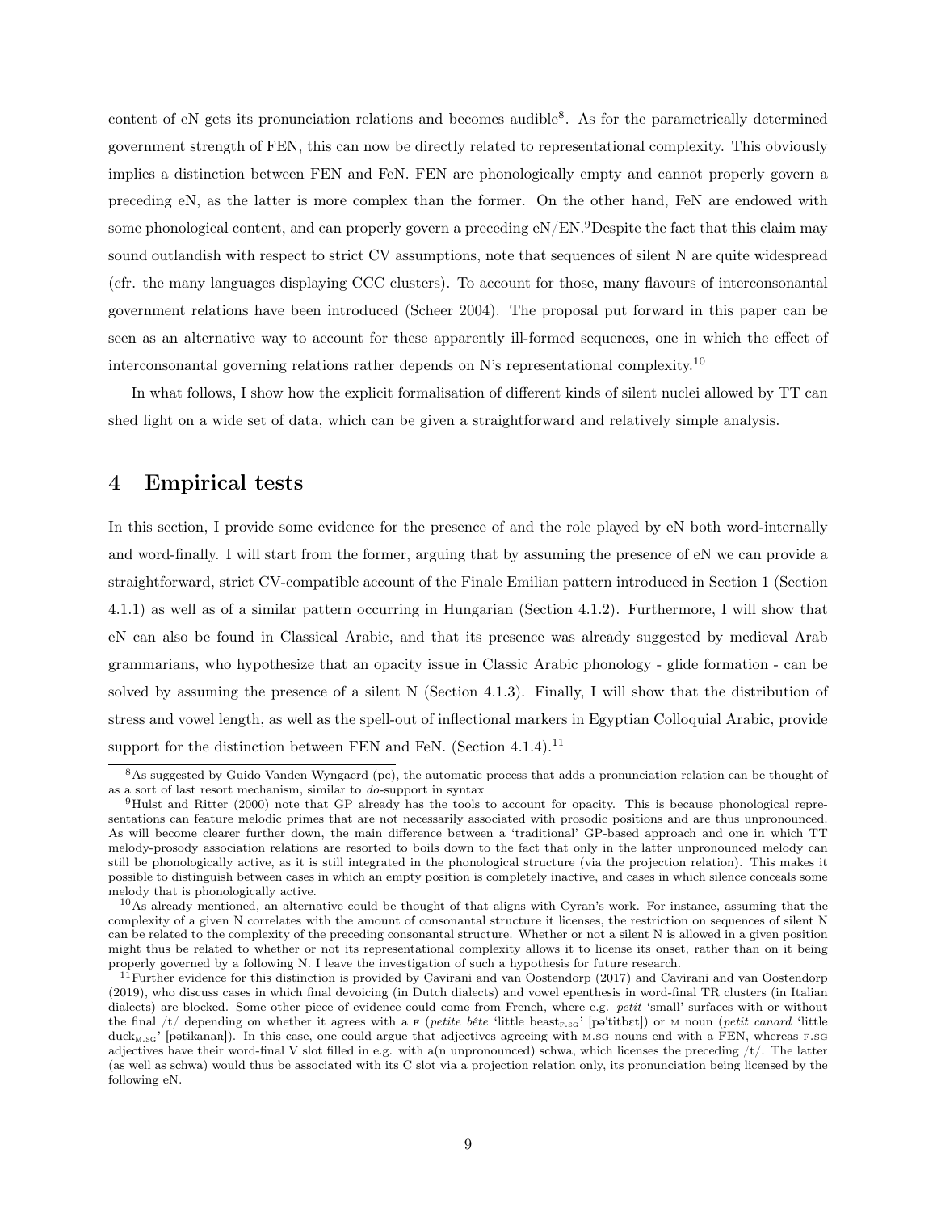content of eN gets its pronunciation relations and becomes audible[8]. As for the parametrically determined government strength of FEN, this can now be directly related to representational complexity. This obviously implies a distinction between FEN and FeN. FEN are phonologically empty and cannot properly govern a preceding eN, as the latter is more complex than the former. On the other hand, FeN are endowed with some phonological content, and can properly govern a preceding eN/EN.[9]Despite the fact that this claim may sound outlandish with respect to strict CV assumptions, note that sequences of silent N are quite widespread (cfr. the many languages displaying CCC clusters). To account for those, many flavours of interconsonantal government relations have been introduced (Scheer 2004). The proposal put forward in this paper can be seen as an alternative way to account for these apparently ill-formed sequences, one in which the effect of interconsonantal governing relations rather depends on N's representational complexity.[10]

In what follows, I show how the explicit formalisation of different kinds of silent nuclei allowed by TT can shed light on a wide set of data, which can be given a straightforward and relatively simple analysis.

## 4 Empirical tests

In this section, I provide some evidence for the presence of and the role played by eN both word-internally and word-finally. I will start from the former, arguing that by assuming the presence of eN we can provide a straightforward, strict CV-compatible account of the Finale Emilian pattern introduced in Section 1 (Section 4.1.1) as well as of a similar pattern occurring in Hungarian (Section 4.1.2). Furthermore, I will show that eN can also be found in Classical Arabic, and that its presence was already suggested by medieval Arab grammarians, who hypothesize that an opacity issue in Classic Arabic phonology - glide formation - can be solved by assuming the presence of a silent N (Section 4.1.3). Finally, I will show that the distribution of stress and vowel length, as well as the spell-out of inflectional markers in Egyptian Colloquial Arabic, provide support for the distinction between FEN and FeN. (Section 4.1.4).[11]

---

[8]As suggested by Guido Vanden Wyngaerd (pc), the automatic process that adds a pronunciation relation can be thought of as a sort of last resort mechanism, similar to *do*-support in syntax

[9]Hulst and Ritter (2000) note that GP already has the tools to account for opacity. This is because phonological representations can feature melodic primes that are not necessarily associated with prosodic positions and are thus unpronounced. As will become clearer further down, the main difference between a 'traditional' GP-based approach and one in which TT melody-prosody association relations are resorted to boils down to the fact that only in the latter unpronounced melody can still be phonologically active, as it is still integrated in the phonological structure (via the projection relation). This makes it possible to distinguish between cases in which an empty position is completely inactive, and cases in which silence conceals some melody that is phonologically active.

[10]As already mentioned, an alternative could be thought of that aligns with Cyran's work. For instance, assuming that the complexity of a given N correlates with the amount of consonantal structure it licenses, the restriction on sequences of silent N can be related to the complexity of the preceding consonantal structure. Whether or not a silent N is allowed in a given position might thus be related to whether or not its representational complexity allows it to license its onset, rather than on it being properly governed by a following N. I leave the investigation of such a hypothesis for future research.

[11]Further evidence for this distinction is provided by Cavirani and van Oostendorp (2017) and Cavirani and van Oostendorp (2019), who discuss cases in which final devoicing (in Dutch dialects) and vowel epenthesis in word-final TR clusters (in Italian dialects) are blocked. Some other piece of evidence could come from French, where e.g. *petit* 'small' surfaces with or without the final /t/ depending on whether it agrees with a F (*petite bête* 'little beast$_{\text{F.SG}}$' [pəˈtitbɛt]) or M noun (*petit canard* 'little duck$_{\text{M.SG}}$' [pətikanaʁ]). In this case, one could argue that adjectives agreeing with M.SG nouns end with a FEN, whereas F.SG adjectives have their word-final V slot filled in e.g. with a(n unpronounced) schwa, which licenses the preceding /t/. The latter (as well as schwa) would thus be associated with its C slot via a projection relation only, its pronunciation being licensed by the following eN.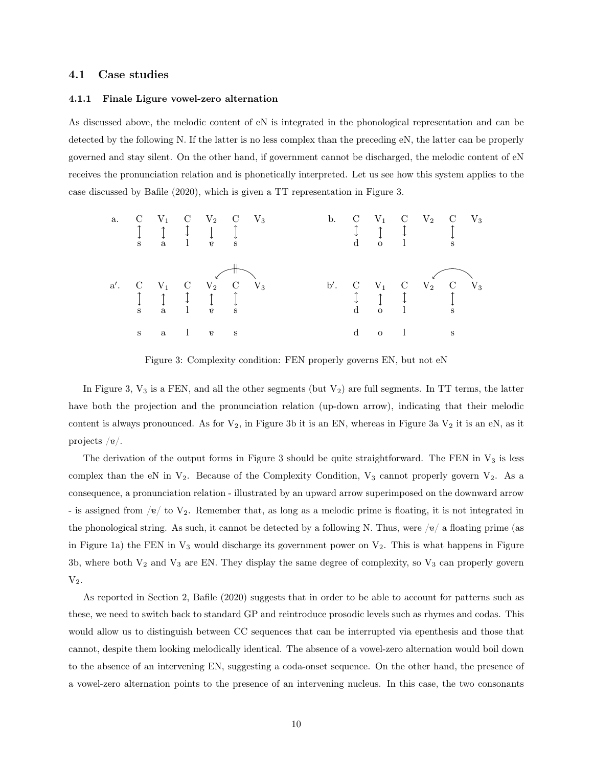### 4.1 Case studies

#### 4.1.1 Finale Ligure vowel-zero alternation

As discussed above, the melodic content of eN is integrated in the phonological representation and can be detected by the following N. If the latter is no less complex than the preceding eN, the latter can be properly governed and stay silent. On the other hand, if government cannot be discharged, the melodic content of eN receives the pronunciation relation and is phonetically interpreted. Let us see how this system applies to the case discussed by Bafile (2020), which is given a TT representation in Figure 3.

```
a.  C   V1  C   V2  C   V3          b.  C   V1  C   V2  C   V3
    ↕   ↕   ↕   ↓   ↕                   ↕   ↕   ↕       ↕
    s   a   l   ɐ   s                   d   o   l       s

                  ╫
                ↙‾‾‾‾╮                              ↙‾‾‾‾╮
a′. C   V1  C   V2  C   V3          b′. C   V1  C   V2  C   V3
    ↕   ↕   ↕   ↕   ↕                   ↕   ↕   ↕       ↕
    s   a   l   ɐ   s                   d   o   l       s

    s   a   l   ɐ   s                   d   o   l       s
```

Figure 3: Complexity condition: FEN properly governs EN, but not eN

In Figure 3, $V_3$ is a FEN, and all the other segments (but $V_2$) are full segments. In TT terms, the latter have both the projection and the pronunciation relation (up-down arrow), indicating that their melodic content is always pronounced. As for $V_2$, in Figure 3b it is an EN, whereas in Figure 3a $V_2$ it is an eN, as it projects /ɐ/.

The derivation of the output forms in Figure 3 should be quite straightforward. The FEN in $V_3$ is less complex than the eN in $V_2$. Because of the Complexity Condition, $V_3$ cannot properly govern $V_2$. As a consequence, a pronunciation relation - illustrated by an upward arrow superimposed on the downward arrow - is assigned from /ɐ/ to $V_2$. Remember that, as long as a melodic prime is floating, it is not integrated in the phonological string. As such, it cannot be detected by a following N. Thus, were /ɐ/ a floating prime (as in Figure 1a) the FEN in $V_3$ would discharge its government power on $V_2$. This is what happens in Figure 3b, where both $V_2$ and $V_3$ are EN. They display the same degree of complexity, so $V_3$ can properly govern $V_2$.

As reported in Section 2, Bafile (2020) suggests that in order to be able to account for patterns such as these, we need to switch back to standard GP and reintroduce prosodic levels such as rhymes and codas. This would allow us to distinguish between CC sequences that can be interrupted via epenthesis and those that cannot, despite them looking melodically identical. The absence of a vowel-zero alternation would boil down to the absence of an intervening EN, suggesting a coda-onset sequence. On the other hand, the presence of a vowel-zero alternation points to the presence of an intervening nucleus. In this case, the two consonants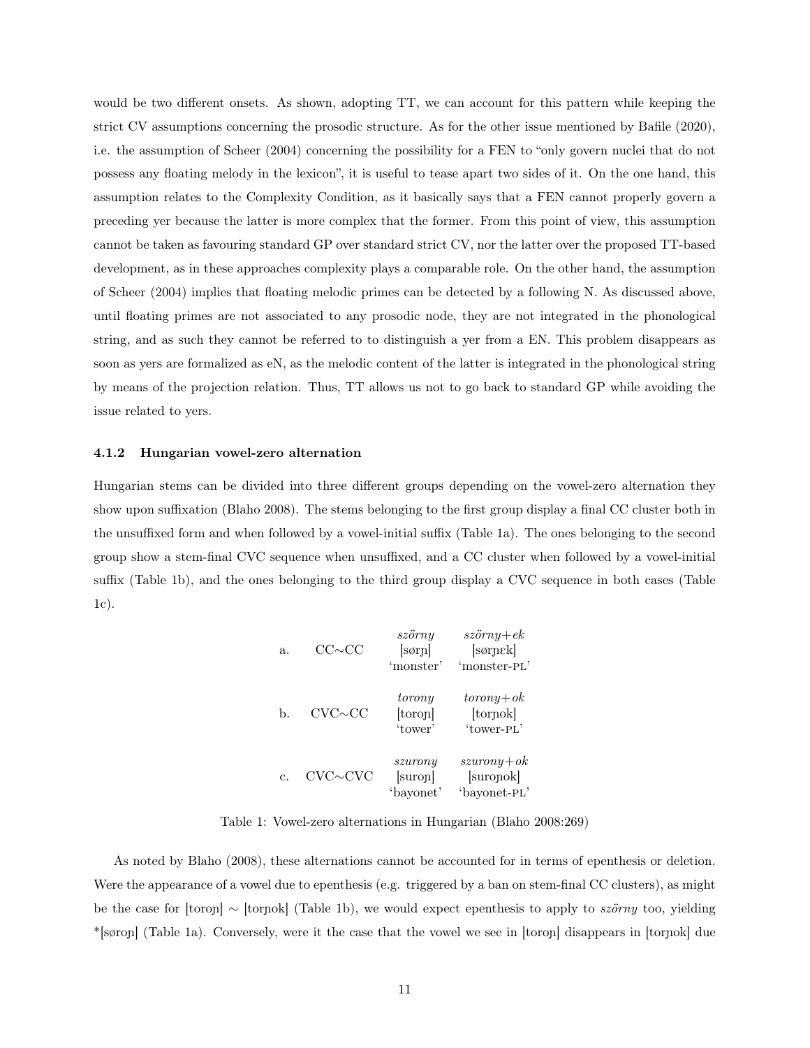would be two different onsets. As shown, adopting TT, we can account for this pattern while keeping the strict CV assumptions concerning the prosodic structure. As for the other issue mentioned by Bafile (2020), i.e. the assumption of Scheer (2004) concerning the possibility for a FEN to "only govern nuclei that do not possess any floating melody in the lexicon", it is useful to tease apart two sides of it. On the one hand, this assumption relates to the Complexity Condition, as it basically says that a FEN cannot properly govern a preceding yer because the latter is more complex that the former. From this point of view, this assumption cannot be taken as favouring standard GP over standard strict CV, nor the latter over the proposed TT-based development, as in these approaches complexity plays a comparable role. On the other hand, the assumption of Scheer (2004) implies that floating melodic primes can be detected by a following N. As discussed above, until floating primes are not associated to any prosodic node, they are not integrated in the phonological string, and as such they cannot be referred to to distinguish a yer from a EN. This problem disappears as soon as yers are formalized as eN, as the melodic content of the latter is integrated in the phonological string by means of the projection relation. Thus, TT allows us not to go back to standard GP while avoiding the issue related to yers.

#### 4.1.2 Hungarian vowel-zero alternation

Hungarian stems can be divided into three different groups depending on the vowel-zero alternation they show upon suffixation (Blaho 2008). The stems belonging to the first group display a final CC cluster both in the unsuffixed form and when followed by a vowel-initial suffix (Table 1a). The ones belonging to the second group show a stem-final CVC sequence when unsuffixed, and a CC cluster when followed by a vowel-initial suffix (Table 1b), and the ones belonging to the third group display a CVC sequence in both cases (Table 1c).

| | | | |
|---|---|---|---|
| a. | CC∼CC | *szörny*<br>[søɾɲ]<br>'monster' | *szörny+ek*<br>[søɾɲɛk]<br>'monster-PL' |
| b. | CVC∼CC | *torony*<br>[toroɲ]<br>'tower' | *torony+ok*<br>[torɲok]<br>'tower-PL' |
| c. | CVC∼CVC | *szurony*<br>[suroɲ]<br>'bayonet' | *szurony+ok*<br>[suroɲok]<br>'bayonet-PL' |

Table 1: Vowel-zero alternations in Hungarian (Blaho 2008:269)

As noted by Blaho (2008), these alternations cannot be accounted for in terms of epenthesis or deletion. Were the appearance of a vowel due to epenthesis (e.g. triggered by a ban on stem-final CC clusters), as might be the case for [toroɲ] ∼ [torɲok] (Table 1b), we would expect epenthesis to apply to *szörny* too, yielding *[søroɲ] (Table 1a). Conversely, were it the case that the vowel we see in [toroɲ] disappears in [torɲok] due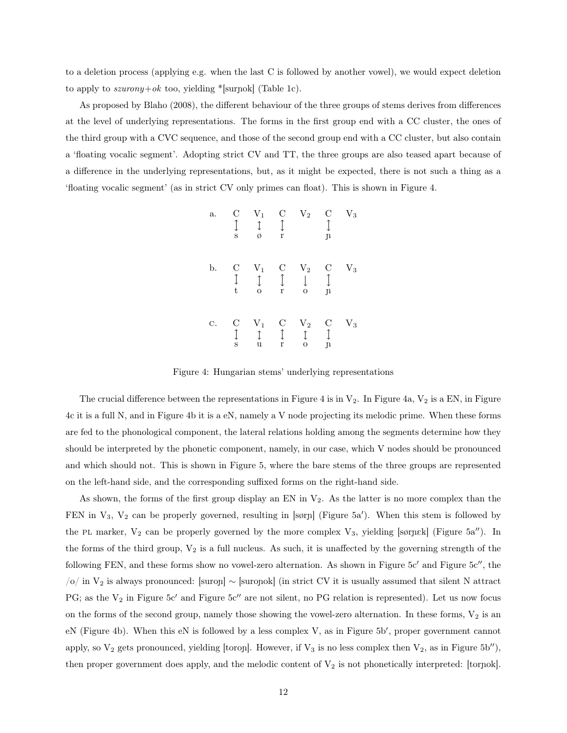to a deletion process (applying e.g. when the last C is followed by another vowel), we would expect deletion to apply to *szurony+ok* too, yielding *[surɲok] (Table 1c).

As proposed by Blaho (2008), the different behaviour of the three groups of stems derives from differences at the level of underlying representations. The forms in the first group end with a CC cluster, the ones of the third group with a CVC sequence, and those of the second group end with a CC cluster, but also contain a 'floating vocalic segment'. Adopting strict CV and TT, the three groups are also teased apart because of a difference in the underlying representations, but, as it might be expected, there is not such a thing as a 'floating vocalic segment' (as in strict CV only primes can float). This is shown in Figure 4.

```
a.   C    V1   C    V2   C    V3
     ↕    ↕    ↕         ↕
     s    ø    r         ɲ

b.   C    V1   C    V2   C    V3
     ↕    ↕    ↕    ↓    ↕
     t    o    r    o    ɲ

c.   C    V1   C    V2   C    V3
     ↕    ↕    ↕    ↕    ↕
     s    u    r    o    ɲ
```

Figure 4: Hungarian stems' underlying representations

The crucial difference between the representations in Figure 4 is in $V_2$. In Figure 4a, $V_2$ is a EN, in Figure 4c it is a full N, and in Figure 4b it is a eN, namely a V node projecting its melodic prime. When these forms are fed to the phonological component, the lateral relations holding among the segments determine how they should be interpreted by the phonetic component, namely, in our case, which V nodes should be pronounced and which should not. This is shown in Figure 5, where the bare stems of the three groups are represented on the left-hand side, and the corresponding suffixed forms on the right-hand side.

As shown, the forms of the first group display an EN in $V_2$. As the latter is no more complex than the FEN in $V_3$, $V_2$ can be properly governed, resulting in [sørɲ] (Figure 5a′). When this stem is followed by the PL marker, $V_2$ can be properly governed by the more complex $V_3$, yielding [sørɲɛk] (Figure 5a″). In the forms of the third group, $V_2$ is a full nucleus. As such, it is unaffected by the governing strength of the following FEN, and these forms show no vowel-zero alternation. As shown in Figure 5c′ and Figure 5c″, the /o/ in $V_2$ is always pronounced: [suroɲ] ∼ [suroɲok] (in strict CV it is usually assumed that silent N attract PG; as the $V_2$ in Figure 5c′ and Figure 5c″ are not silent, no PG relation is represented). Let us now focus on the forms of the second group, namely those showing the vowel-zero alternation. In these forms, $V_2$ is an eN (Figure 4b). When this eN is followed by a less complex V, as in Figure 5b′, proper government cannot apply, so $V_2$ gets pronounced, yielding [toroɲ]. However, if $V_3$ is no less complex then $V_2$, as in Figure 5b″), then proper government does apply, and the melodic content of $V_2$ is not phonetically interpreted: [torɲok].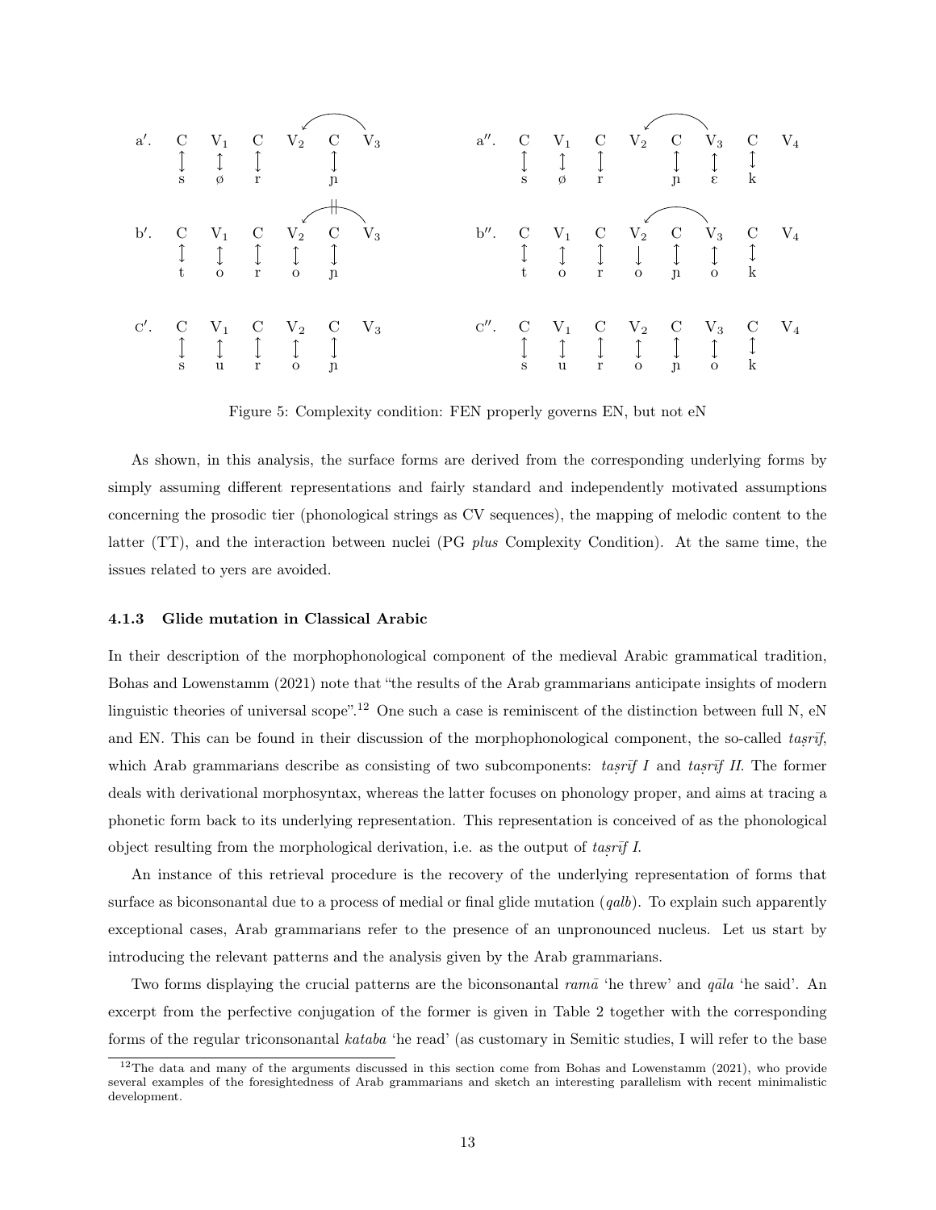```
a′.  C   V1   C   V2   C   V3            a″.  C   V1   C   V2   C   V3   C   V4
     |   |    |        |                      |   |    |        |   |    |
     s   ø    r        ɲ                      s   ø    r        ɲ   ɛ    k

b′.  C   V1   C   V2   C   V3            b″.  C   V1   C   V2   C   V3   C   V4
     |   |    |   |    |                      |   |    |   |    |   |    |
     t   o    r   o    ɲ                      t   o    r   o    ɲ   o    k

c′.  C   V1   C   V2   C   V3            c″.  C   V1   C   V2   C   V3   C   V4
     |   |    |   |    |                      |   |    |   |    |   |    |
     s   u    r   o    ɲ                      s   u    r   o    ɲ   o    k
```

Figure 5: Complexity condition: FEN properly governs EN, but not eN

As shown, in this analysis, the surface forms are derived from the corresponding underlying forms by simply assuming different representations and fairly standard and independently motivated assumptions concerning the prosodic tier (phonological strings as CV sequences), the mapping of melodic content to the latter (TT), and the interaction between nuclei (PG *plus* Complexity Condition). At the same time, the issues related to yers are avoided.

#### 4.1.3 Glide mutation in Classical Arabic

In their description of the morphophonological component of the medieval Arabic grammatical tradition, Bohas and Lowenstamm (2021) note that "the results of the Arab grammarians anticipate insights of modern linguistic theories of universal scope".[12] One such a case is reminiscent of the distinction between full N, eN and EN. This can be found in their discussion of the morphophonological component, the so-called *taṣrīf*, which Arab grammarians describe as consisting of two subcomponents: *taṣrīf I* and *taṣrīf II*. The former deals with derivational morphosyntax, whereas the latter focuses on phonology proper, and aims at tracing a phonetic form back to its underlying representation. This representation is conceived of as the phonological object resulting from the morphological derivation, i.e. as the output of *taṣrīf I*.

An instance of this retrieval procedure is the recovery of the underlying representation of forms that surface as biconsonantal due to a process of medial or final glide mutation (*qalb*). To explain such apparently exceptional cases, Arab grammarians refer to the presence of an unpronounced nucleus. Let us start by introducing the relevant patterns and the analysis given by the Arab grammarians.

Two forms displaying the crucial patterns are the biconsonantal *ramā* 'he threw' and *qāla* 'he said'. An excerpt from the perfective conjugation of the former is given in Table 2 together with the corresponding forms of the regular triconsonantal *kataba* 'he read' (as customary in Semitic studies, I will refer to the base

[12] The data and many of the arguments discussed in this section come from Bohas and Lowenstamm (2021), who provide several examples of the foresightedness of Arab grammarians and sketch an interesting parallelism with recent minimalistic development.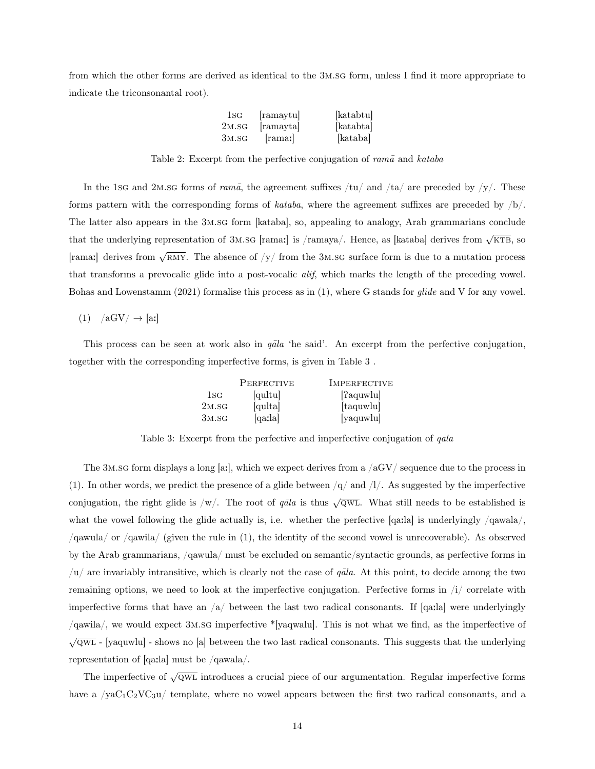from which the other forms are derived as identical to the 3M.SG form, unless I find it more appropriate to indicate the triconsonantal root).

| | | |
|---|---|---|
| 1SG | [ramaytu] | [katabtu] |
| 2M.SG | [ramayta] | [katabta] |
| 3M.SG | [ramaː] | [kataba] |

Table 2: Excerpt from the perfective conjugation of *ramā* and *kataba*

In the 1SG and 2M.SG forms of *ramā*, the agreement suffixes /tu/ and /ta/ are preceded by /y/. These forms pattern with the corresponding forms of *kataba*, where the agreement suffixes are preceded by /b/. The latter also appears in the 3M.SG form [kataba], so, appealing to analogy, Arab grammarians conclude that the underlying representation of 3M.SG [ramaː] is /ramaya/. Hence, as [kataba] derives from $\sqrt{\text{KTB}}$, so [ramaː] derives from $\sqrt{\text{RMY}}$. The absence of /y/ from the 3M.SG surface form is due to a mutation process that transforms a prevocalic glide into a post-vocalic *alif*, which marks the length of the preceding vowel. Bohas and Lowenstamm (2021) formalise this process as in (1), where G stands for *glide* and V for any vowel.

(1) /aGV/ → [aː]

This process can be seen at work also in *qāla* 'he said'. An excerpt from the perfective conjugation, together with the corresponding imperfective forms, is given in Table 3 .

| | PERFECTIVE | IMPERFECTIVE |
|---|---|---|
| 1SG | [qultu] | [ʔaquwlu] |
| 2M.SG | [qulta] | [taquwlu] |
| 3M.SG | [qaːla] | [yaquwlu] |

Table 3: Excerpt from the perfective and imperfective conjugation of *qāla*

The 3M.SG form displays a long [aː], which we expect derives from a /aGV/ sequence due to the process in (1). In other words, we predict the presence of a glide between /q/ and /l/. As suggested by the imperfective conjugation, the right glide is /w/. The root of *qāla* is thus $\sqrt{\text{QWL}}$. What still needs to be established is what the vowel following the glide actually is, i.e. whether the perfective [qaːla] is underlyingly /qawala/, /qawula/ or /qawila/ (given the rule in (1), the identity of the second vowel is unrecoverable). As observed by the Arab grammarians, /qawula/ must be excluded on semantic/syntactic grounds, as perfective forms in /u/ are invariably intransitive, which is clearly not the case of *qāla*. At this point, to decide among the two remaining options, we need to look at the imperfective conjugation. Perfective forms in /i/ correlate with imperfective forms that have an /a/ between the last two radical consonants. If [qaːla] were underlyingly /qawila/, we would expect 3M.SG imperfective *[yaqwalu]. This is not what we find, as the imperfective of $\sqrt{\text{QWL}}$ - [yaquwlu] - shows no [a] between the two last radical consonants. This suggests that the underlying representation of [qaːla] must be /qawala/.

The imperfective of $\sqrt{\text{QWL}}$ introduces a crucial piece of our argumentation. Regular imperfective forms have a /ya$C_1C_2VC_3$u/ template, where no vowel appears between the first two radical consonants, and a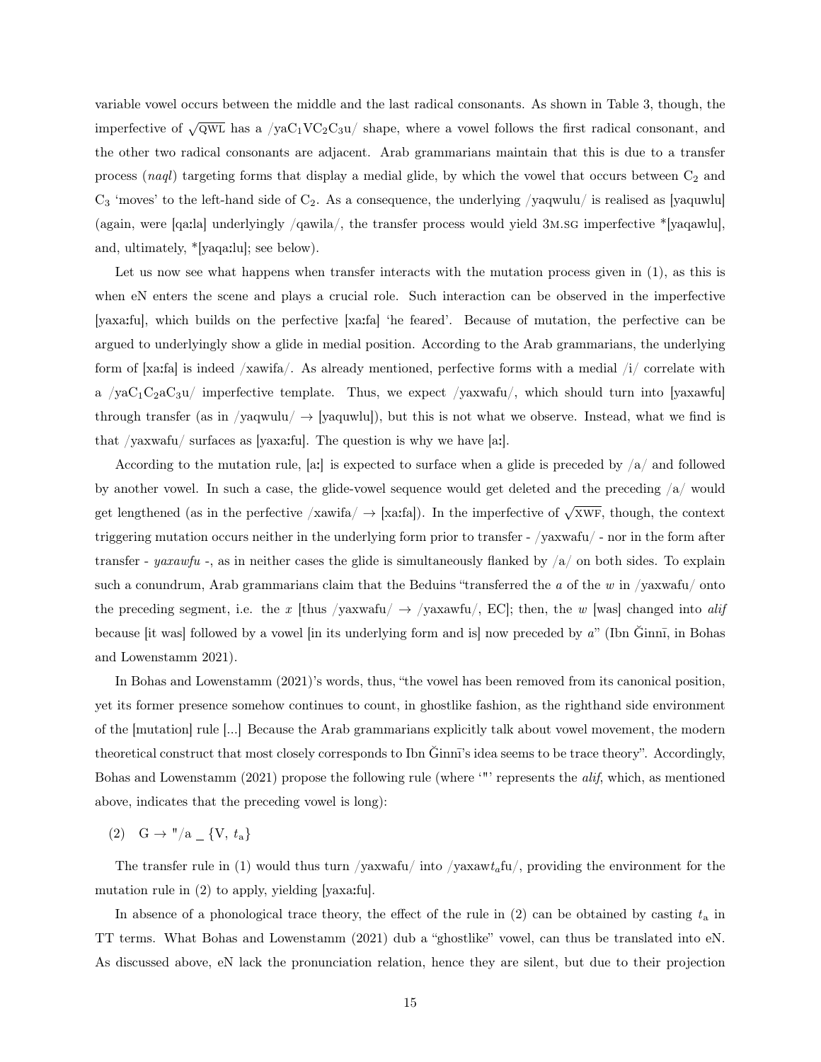variable vowel occurs between the middle and the last radical consonants. As shown in Table 3, though, the imperfective of $\sqrt{\text{QWL}}$ has a /yaC$_1$VC$_2$C$_3$u/ shape, where a vowel follows the first radical consonant, and the other two radical consonants are adjacent. Arab grammarians maintain that this is due to a transfer process (*naql*) targeting forms that display a medial glide, by which the vowel that occurs between C$_2$ and C$_3$ 'moves' to the left-hand side of C$_2$. As a consequence, the underlying /yaqwulu/ is realised as [yaquwlu] (again, were [qaːla] underlyingly /qawila/, the transfer process would yield 3M.SG imperfective *[yaqawlu], and, ultimately, *[yaqaːlu]; see below).

Let us now see what happens when transfer interacts with the mutation process given in (1), as this is when eN enters the scene and plays a crucial role. Such interaction can be observed in the imperfective [yaxaːfu], which builds on the perfective [xaːfa] 'he feared'. Because of mutation, the perfective can be argued to underlyingly show a glide in medial position. According to the Arab grammarians, the underlying form of [xaːfa] is indeed /xawifa/. As already mentioned, perfective forms with a medial /i/ correlate with a /yaC$_1$C$_2$aC$_3$u/ imperfective template. Thus, we expect /yaxwafu/, which should turn into [yaxawfu] through transfer (as in /yaqwulu/ → [yaquwlu]), but this is not what we observe. Instead, what we find is that /yaxwafu/ surfaces as [yaxaːfu]. The question is why we have [aː].

According to the mutation rule, [aː] is expected to surface when a glide is preceded by /a/ and followed by another vowel. In such a case, the glide-vowel sequence would get deleted and the preceding /a/ would get lengthened (as in the perfective /xawifa/ → [xaːfa]). In the imperfective of $\sqrt{\text{XWF}}$, though, the context triggering mutation occurs neither in the underlying form prior to transfer - /yaxwafu/ - nor in the form after transfer - *yaxawfu* -, as in neither cases the glide is simultaneously flanked by /a/ on both sides. To explain such a conundrum, Arab grammarians claim that the Beduins "transferred the *a* of the *w* in /yaxwafu/ onto the preceding segment, i.e. the *x* [thus /yaxwafu/ → /yaxawfu/, EC]; then, the *w* [was] changed into *alif* because [it was] followed by a vowel [in its underlying form and is] now preceded by *a*" (Ibn Ǧinnī, in Bohas and Lowenstamm 2021).

In Bohas and Lowenstamm (2021)'s words, thus, "the vowel has been removed from its canonical position, yet its former presence somehow continues to count, in ghostlike fashion, as the righthand side environment of the [mutation] rule [...] Because the Arab grammarians explicitly talk about vowel movement, the modern theoretical construct that most closely corresponds to Ibn Ǧinnī's idea seems to be trace theory". Accordingly, Bohas and Lowenstamm (2021) propose the following rule (where '"' represents the *alif*, which, as mentioned above, indicates that the preceding vowel is long):

(2) G → "/a _ {V, $t_\text{a}$}

The transfer rule in (1) would thus turn /yaxwafu/ into /yaxaw$t_a$fu/, providing the environment for the mutation rule in (2) to apply, yielding [yaxaːfu].

In absence of a phonological trace theory, the effect of the rule in (2) can be obtained by casting $t_\text{a}$ in TT terms. What Bohas and Lowenstamm (2021) dub a "ghostlike" vowel, can thus be translated into eN. As discussed above, eN lack the pronunciation relation, hence they are silent, but due to their projection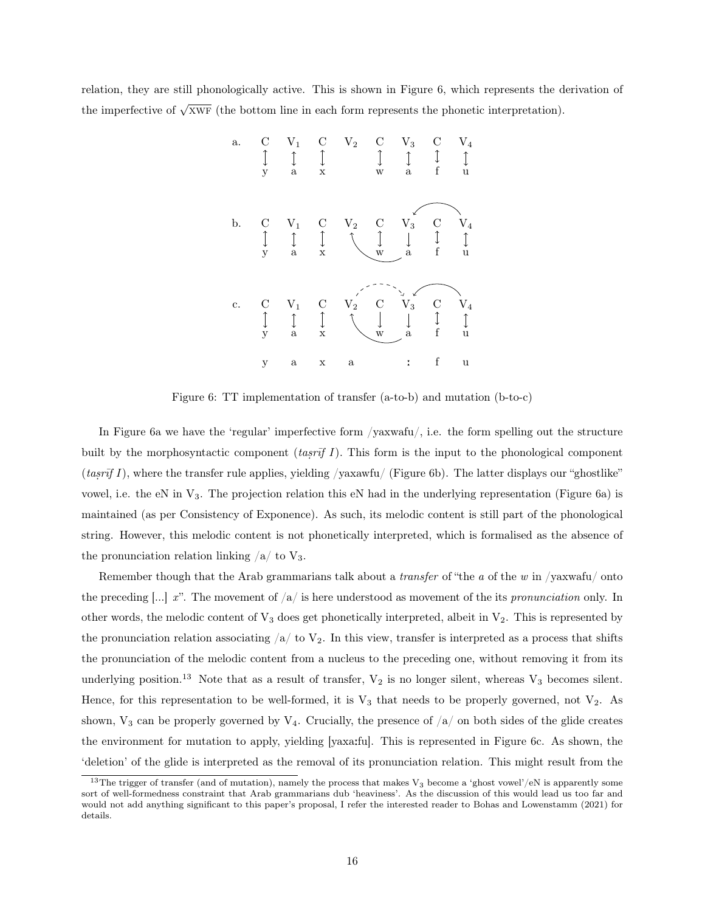relation, they are still phonologically active. This is shown in Figure 6, which represents the derivation of the imperfective of $\sqrt{\text{XWF}}$ (the bottom line in each form represents the phonetic interpretation).

```
a.   C    V1   C    V2   C    V3   C    V4
     ↕    ↕    ↕         ↕    ↕    ↕    ↕
     y    a    x         w    a    f    u

b.   C    V1   C    V2   C    V3   C    V4
     ↕    ↕    ↕         ↕    ↓    ↕    ↕
     y    a    x         w    a    f    u

c.   C    V1   C    V2   C    V3   C    V4
     ↕    ↕    ↕         ↓    ↓    ↕    ↕
     y    a    x         w    a    f    u

     y    a    x    a         ː    f    u
```

Figure 6: TT implementation of transfer (a-to-b) and mutation (b-to-c)

In Figure 6a we have the 'regular' imperfective form /yaxwafu/, i.e. the form spelling out the structure built by the morphosyntactic component (*taṣrīf I*). This form is the input to the phonological component (*taṣrīf I*), where the transfer rule applies, yielding /yaxawfu/ (Figure 6b). The latter displays our "ghostlike" vowel, i.e. the eN in $V_3$. The projection relation this eN had in the underlying representation (Figure 6a) is maintained (as per Consistency of Exponence). As such, its melodic content is still part of the phonological string. However, this melodic content is not phonetically interpreted, which is formalised as the absence of the pronunciation relation linking /a/ to $V_3$.

Remember though that the Arab grammarians talk about a *transfer* of "the *a* of the *w* in /yaxwafu/ onto the preceding [...] *x*". The movement of /a/ is here understood as movement of the its *pronunciation* only. In other words, the melodic content of $V_3$ does get phonetically interpreted, albeit in $V_2$. This is represented by the pronunciation relation associating /a/ to $V_2$. In this view, transfer is interpreted as a process that shifts the pronunciation of the melodic content from a nucleus to the preceding one, without removing it from its underlying position.[13] Note that as a result of transfer, $V_2$ is no longer silent, whereas $V_3$ becomes silent. Hence, for this representation to be well-formed, it is $V_3$ that needs to be properly governed, not $V_2$. As shown, $V_3$ can be properly governed by $V_4$. Crucially, the presence of /a/ on both sides of the glide creates the environment for mutation to apply, yielding [yaxaːfu]. This is represented in Figure 6c. As shown, the 'deletion' of the glide is interpreted as the removal of its pronunciation relation. This might result from the

[13] The trigger of transfer (and of mutation), namely the process that makes $V_3$ become a 'ghost vowel'/eN is apparently some sort of well-formedness constraint that Arab grammarians dub 'heaviness'. As the discussion of this would lead us too far and would not add anything significant to this paper's proposal, I refer the interested reader to Bohas and Lowenstamm (2021) for details.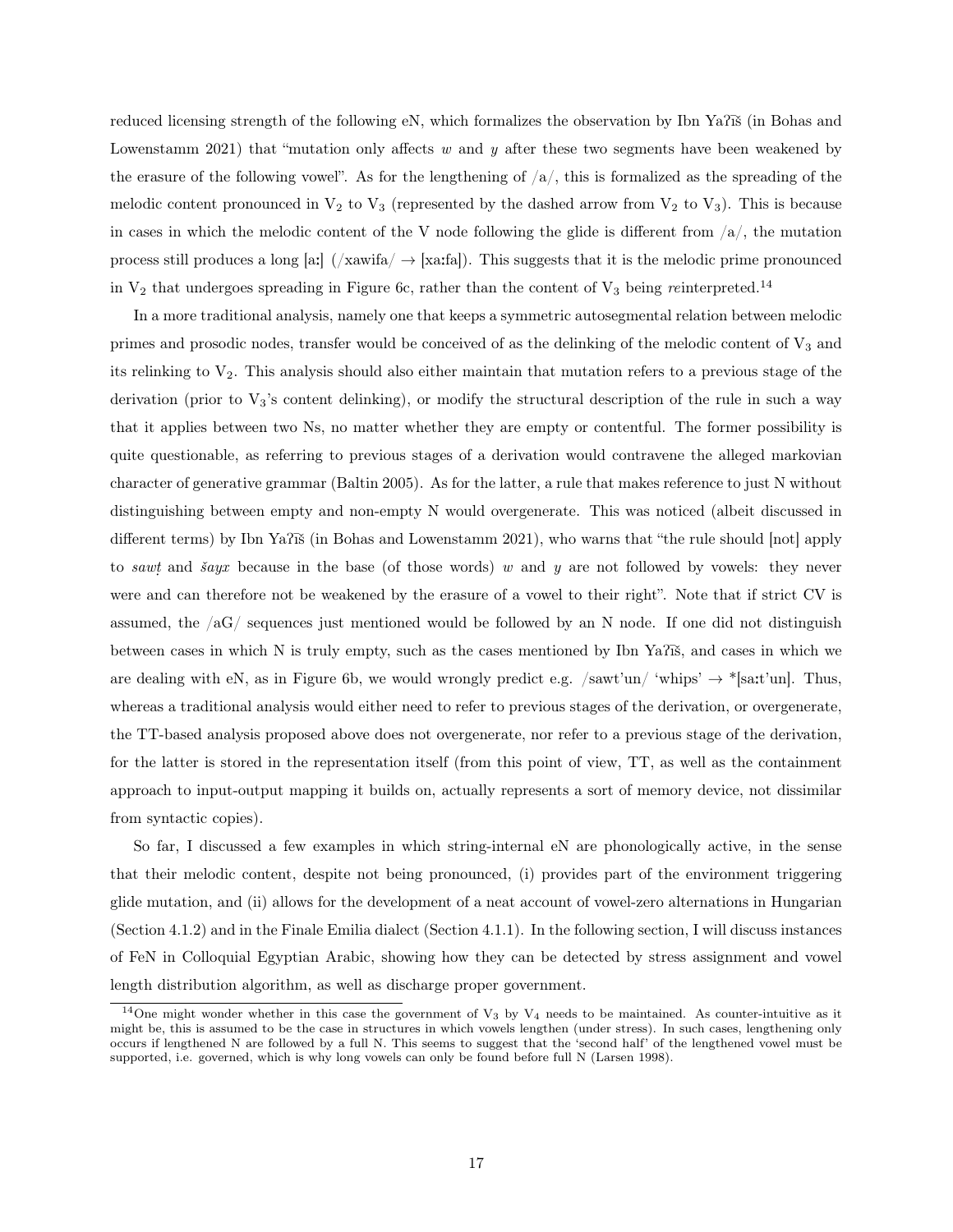reduced licensing strength of the following eN, which formalizes the observation by Ibn Yaʕīš (in Bohas and Lowenstamm 2021) that "mutation only affects *w* and *y* after these two segments have been weakened by the erasure of the following vowel". As for the lengthening of /a/, this is formalized as the spreading of the melodic content pronounced in $V_2$ to $V_3$ (represented by the dashed arrow from $V_2$ to $V_3$). This is because in cases in which the melodic content of the V node following the glide is different from /a/, the mutation process still produces a long [aː] (/xawifa/ → [xaːfa]). This suggests that it is the melodic prime pronounced in $V_2$ that undergoes spreading in Figure 6c, rather than the content of $V_3$ being *re*interpreted.[14]

In a more traditional analysis, namely one that keeps a symmetric autosegmental relation between melodic primes and prosodic nodes, transfer would be conceived of as the delinking of the melodic content of $V_3$ and its relinking to $V_2$. This analysis should also either maintain that mutation refers to a previous stage of the derivation (prior to $V_3$'s content delinking), or modify the structural description of the rule in such a way that it applies between two Ns, no matter whether they are empty or contentful. The former possibility is quite questionable, as referring to previous stages of a derivation would contravene the alleged markovian character of generative grammar (Baltin 2005). As for the latter, a rule that makes reference to just N without distinguishing between empty and non-empty N would overgenerate. This was noticed (albeit discussed in different terms) by Ibn Yaʕīš (in Bohas and Lowenstamm 2021), who warns that "the rule should [not] apply to *sawṭ* and *šayx* because in the base (of those words) *w* and *y* are not followed by vowels: they never were and can therefore not be weakened by the erasure of a vowel to their right". Note that if strict CV is assumed, the /aG/ sequences just mentioned would be followed by an N node. If one did not distinguish between cases in which N is truly empty, such as the cases mentioned by Ibn Yaʕīš, and cases in which we are dealing with eN, as in Figure 6b, we would wrongly predict e.g. /sawt'un/ 'whips' → *[saːt'un]. Thus, whereas a traditional analysis would either need to refer to previous stages of the derivation, or overgenerate, the TT-based analysis proposed above does not overgenerate, nor refer to a previous stage of the derivation, for the latter is stored in the representation itself (from this point of view, TT, as well as the containment approach to input-output mapping it builds on, actually represents a sort of memory device, not dissimilar from syntactic copies).

So far, I discussed a few examples in which string-internal eN are phonologically active, in the sense that their melodic content, despite not being pronounced, (i) provides part of the environment triggering glide mutation, and (ii) allows for the development of a neat account of vowel-zero alternations in Hungarian (Section 4.1.2) and in the Finale Emilia dialect (Section 4.1.1). In the following section, I will discuss instances of FeN in Colloquial Egyptian Arabic, showing how they can be detected by stress assignment and vowel length distribution algorithm, as well as discharge proper government.

[14]One might wonder whether in this case the government of $V_3$ by $V_4$ needs to be maintained. As counter-intuitive as it might be, this is assumed to be the case in structures in which vowels lengthen (under stress). In such cases, lengthening only occurs if lengthened N are followed by a full N. This seems to suggest that the 'second half' of the lengthened vowel must be supported, i.e. governed, which is why long vowels can only be found before full N (Larsen 1998).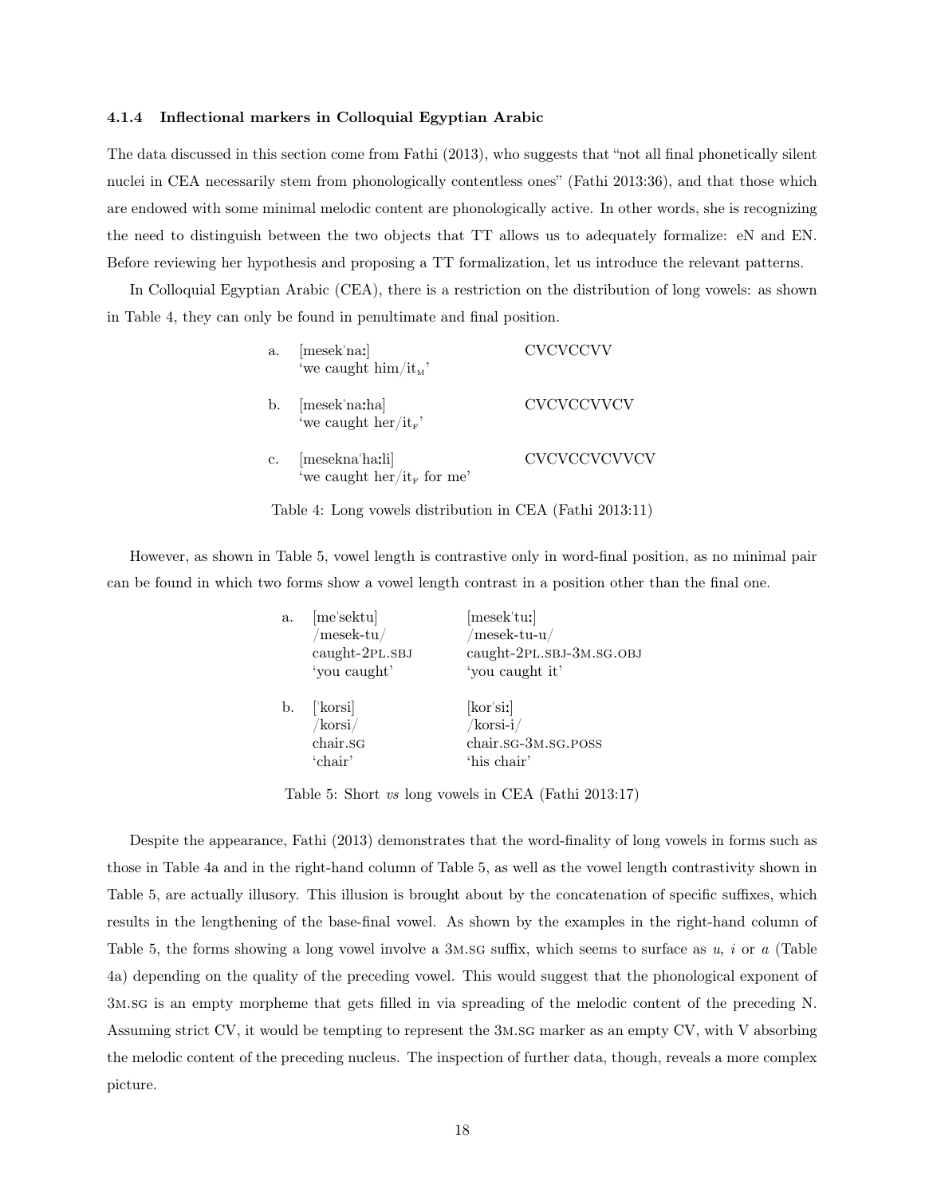### 4.1.4 Inflectional markers in Colloquial Egyptian Arabic

The data discussed in this section come from Fathi (2013), who suggests that "not all final phonetically silent nuclei in CEA necessarily stem from phonologically contentless ones" (Fathi 2013:36), and that those which are endowed with some minimal melodic content are phonologically active. In other words, she is recognizing the need to distinguish between the two objects that TT allows us to adequately formalize: eN and EN. Before reviewing her hypothesis and proposing a TT formalization, let us introduce the relevant patterns.

In Colloquial Egyptian Arabic (CEA), there is a restriction on the distribution of long vowels: as shown in Table 4, they can only be found in penultimate and final position.

| | | |
|---|---|---|
| a. | [mesekˈnaː] 'we caught him/it$_{\text{M}}$' | CVCVCCVV |
| b. | [mesekˈnaːha] 'we caught her/it$_{\text{F}}$' | CVCVCCVVCV |
| c. | [mesekna'haːli] 'we caught her/it$_{\text{F}}$ for me' | CVCVCCVCVVCV |

Table 4: Long vowels distribution in CEA (Fathi 2013:11)

However, as shown in Table 5, vowel length is contrastive only in word-final position, as no minimal pair can be found in which two forms show a vowel length contrast in a position other than the final one.

| | | |
|---|---|---|
| a. | [meˈsektu] /mesek-tu/ caught-2PL.SBJ 'you caught' | [mesekˈtuː] /mesek-tu-u/ caught-2PL.SBJ-3M.SG.OBJ 'you caught it' |
| b. | [ˈkorsi] /korsi/ chair.SG 'chair' | [korˈsiː] /korsi-i/ chair.SG-3M.SG.POSS 'his chair' |

Table 5: Short *vs* long vowels in CEA (Fathi 2013:17)

Despite the appearance, Fathi (2013) demonstrates that the word-finality of long vowels in forms such as those in Table 4a and in the right-hand column of Table 5, as well as the vowel length contrastivity shown in Table 5, are actually illusory. This illusion is brought about by the concatenation of specific suffixes, which results in the lengthening of the base-final vowel. As shown by the examples in the right-hand column of Table 5, the forms showing a long vowel involve a 3M.SG suffix, which seems to surface as *u*, *i* or *a* (Table 4a) depending on the quality of the preceding vowel. This would suggest that the phonological exponent of 3M.SG is an empty morpheme that gets filled in via spreading of the melodic content of the preceding N. Assuming strict CV, it would be tempting to represent the 3M.SG marker as an empty CV, with V absorbing the melodic content of the preceding nucleus. The inspection of further data, though, reveals a more complex picture.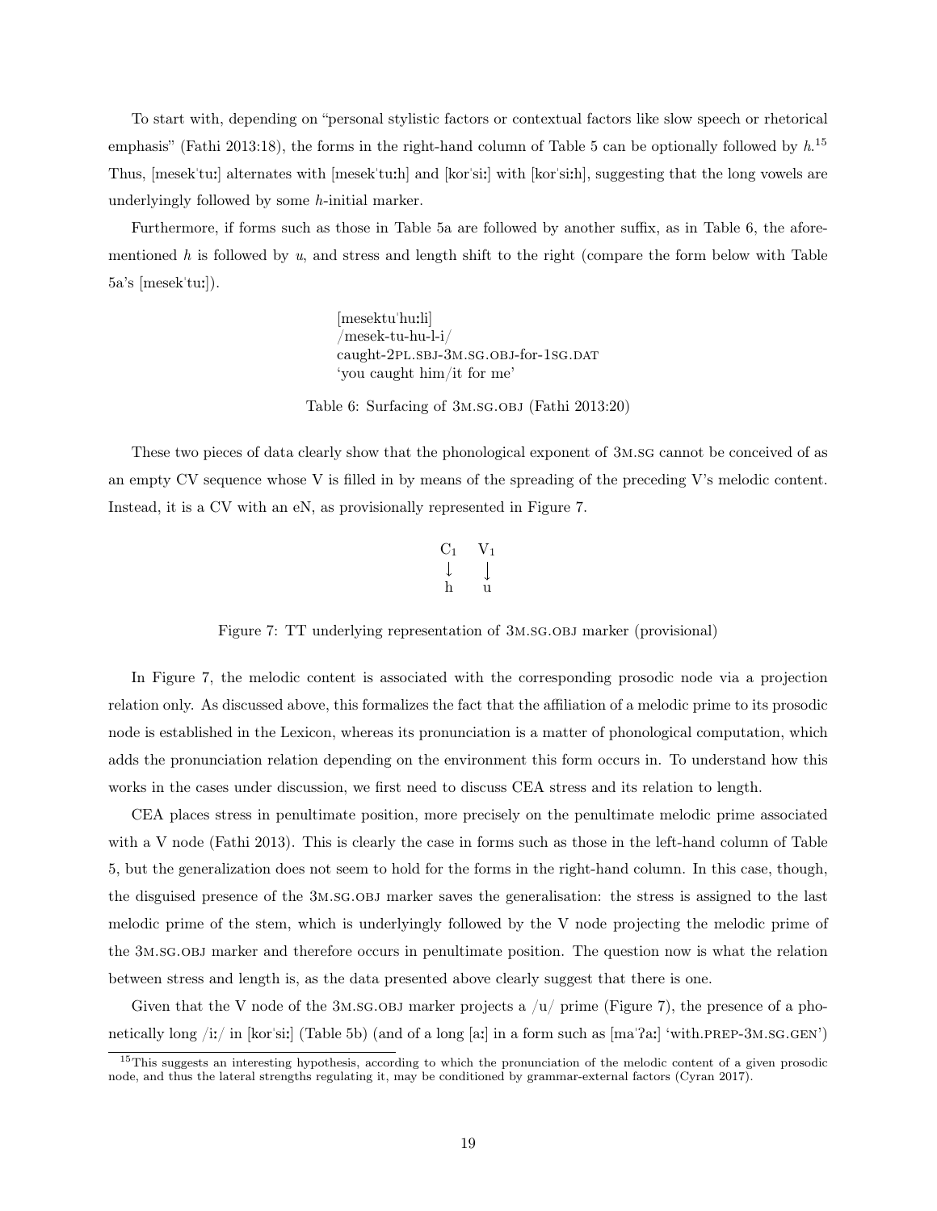To start with, depending on "personal stylistic factors or contextual factors like slow speech or rhetorical emphasis" (Fathi 2013:18), the forms in the right-hand column of Table 5 can be optionally followed by *h*.[15] Thus, [mesekˈtuː] alternates with [mesekˈtuːh] and [korˈsiː] with [korˈsiːh], suggesting that the long vowels are underlyingly followed by some *h*-initial marker.

Furthermore, if forms such as those in Table 5a are followed by another suffix, as in Table 6, the aforementioned *h* is followed by *u*, and stress and length shift to the right (compare the form below with Table 5a's [mesekˈtuː]).

> [mesektuˈhuːli]
> /mesek-tu-hu-l-i/
> caught-2PL.SBJ-3M.SG.OBJ-for-1SG.DAT
> 'you caught him/it for me'

Table 6: Surfacing of 3M.SG.OBJ (Fathi 2013:20)

These two pieces of data clearly show that the phonological exponent of 3M.SG cannot be conceived of as an empty CV sequence whose V is filled in by means of the spreading of the preceding V's melodic content. Instead, it is a CV with an eN, as provisionally represented in Figure 7.

$$\begin{array}{cc} C_1 & V_1 \\ \downarrow & \downarrow \\ \text{h} & \text{u} \end{array}$$

Figure 7: TT underlying representation of 3M.SG.OBJ marker (provisional)

In Figure 7, the melodic content is associated with the corresponding prosodic node via a projection relation only. As discussed above, this formalizes the fact that the affiliation of a melodic prime to its prosodic node is established in the Lexicon, whereas its pronunciation is a matter of phonological computation, which adds the pronunciation relation depending on the environment this form occurs in. To understand how this works in the cases under discussion, we first need to discuss CEA stress and its relation to length.

CEA places stress in penultimate position, more precisely on the penultimate melodic prime associated with a V node (Fathi 2013). This is clearly the case in forms such as those in the left-hand column of Table 5, but the generalization does not seem to hold for the forms in the right-hand column. In this case, though, the disguised presence of the 3M.SG.OBJ marker saves the generalisation: the stress is assigned to the last melodic prime of the stem, which is underlyingly followed by the V node projecting the melodic prime of the 3M.SG.OBJ marker and therefore occurs in penultimate position. The question now is what the relation between stress and length is, as the data presented above clearly suggest that there is one.

Given that the V node of the 3M.SG.OBJ marker projects a /u/ prime (Figure 7), the presence of a phonetically long /iː/ in [korˈsiː] (Table 5b) (and of a long [aː] in a form such as [maˈʔaː] 'with.PREP-3M.SG.GEN')

[15] This suggests an interesting hypothesis, according to which the pronunciation of the melodic content of a given prosodic node, and thus the lateral strengths regulating it, may be conditioned by grammar-external factors (Cyran 2017).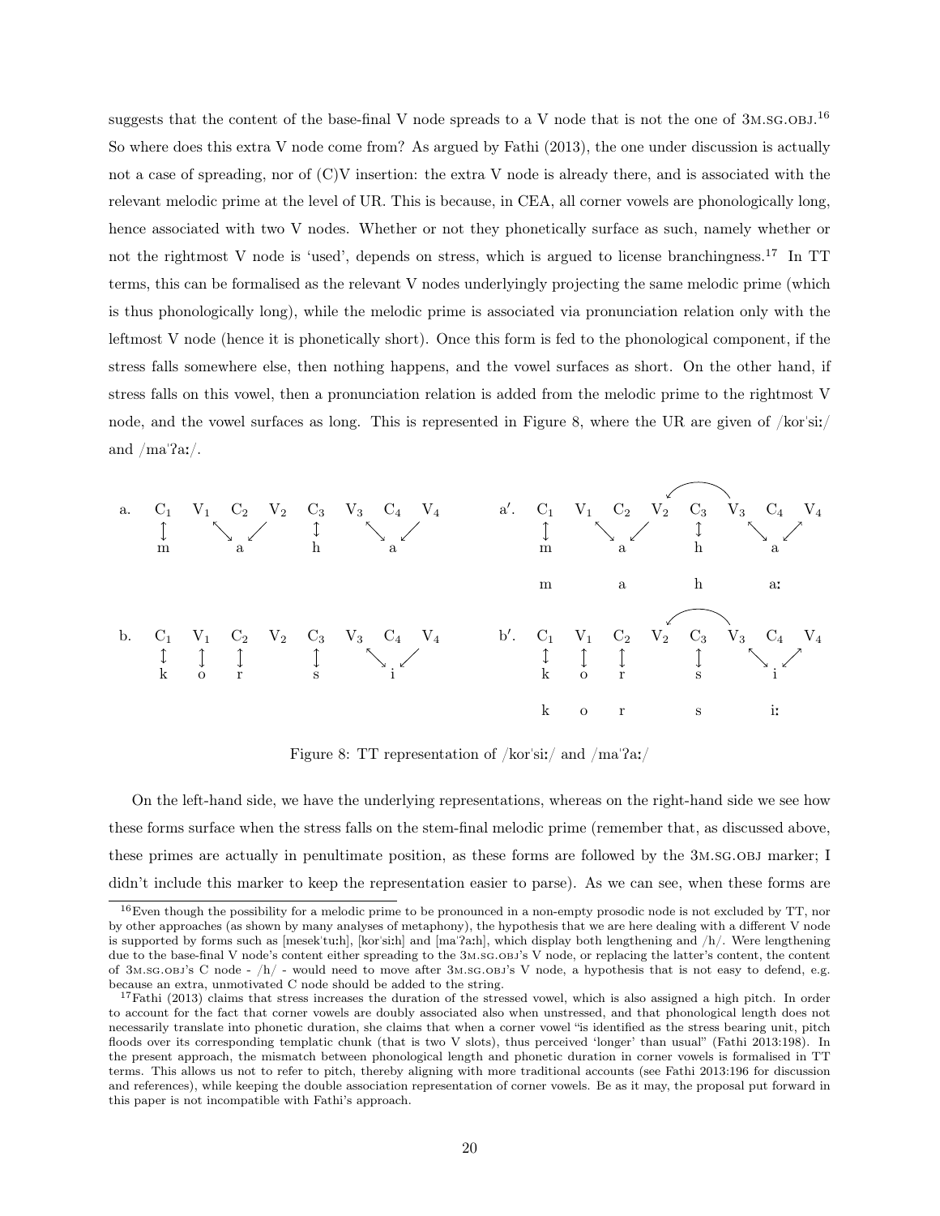suggests that the content of the base-final V node spreads to a V node that is not the one of 3M.SG.OBJ.[16] So where does this extra V node come from? As argued by Fathi (2013), the one under discussion is actually not a case of spreading, nor of (C)V insertion: the extra V node is already there, and is associated with the relevant melodic prime at the level of UR. This is because, in CEA, all corner vowels are phonologically long, hence associated with two V nodes. Whether or not they phonetically surface as such, namely whether or not the rightmost V node is 'used', depends on stress, which is argued to license branchingness.[17] In TT terms, this can be formalised as the relevant V nodes underlyingly projecting the same melodic prime (which is thus phonologically long), while the melodic prime is associated via pronunciation relation only with the leftmost V node (hence it is phonetically short). Once this form is fed to the phonological component, if the stress falls somewhere else, then nothing happens, and the vowel surfaces as short. On the other hand, if stress falls on this vowel, then a pronunciation relation is added from the melodic prime to the rightmost V node, and the vowel surfaces as long. This is represented in Figure 8, where the UR are given of /korˈsiː/ and /maˈʔaː/.

```
a.  C1  V1  C2  V2  C3  V3  C4  V4        a'.  C1  V1  C2  V2 <-- C3  V3  C4  V4
    ↕    ↘  ↙       ↕    ↘  ↙                  ↕    ↘  ↙        ↕    ↘  ↗
    m      a        h      a                   m      a         h      a

                                               m      a         h      aː

b.  C1  V1  C2  V2  C3  V3  C4  V4        b'.  C1  V1  C2  V2 <-- C3  V3  C4  V4
    ↕   ↕   ↕       ↕    ↘  ↙                  ↕   ↕   ↕        ↕    ↘  ↗
    k   o   r       s      i                   k   o   r        s      i

                                               k   o   r        s      iː
```

Figure 8: TT representation of /korˈsiː/ and /maˈʔaː/

On the left-hand side, we have the underlying representations, whereas on the right-hand side we see how these forms surface when the stress falls on the stem-final melodic prime (remember that, as discussed above, these primes are actually in penultimate position, as these forms are followed by the 3M.SG.OBJ marker; I didn't include this marker to keep the representation easier to parse). As we can see, when these forms are

[16] Even though the possibility for a melodic prime to be pronounced in a non-empty prosodic node is not excluded by TT, nor by other approaches (as shown by many analyses of metaphony), the hypothesis that we are here dealing with a different V node is supported by forms such as [mesekˈtuːh], [korˈsiːh] and [maˈʔaːh], which display both lengthening and /h/. Were lengthening due to the base-final V node's content either spreading to the 3M.SG.OBJ's V node, or replacing the latter's content, the content of 3M.SG.OBJ's C node - /h/ - would need to move after 3M.SG.OBJ's V node, a hypothesis that is not easy to defend, e.g. because an extra, unmotivated C node should be added to the string.

[17] Fathi (2013) claims that stress increases the duration of the stressed vowel, which is also assigned a high pitch. In order to account for the fact that corner vowels are doubly associated also when unstressed, and that phonological length does not necessarily translate into phonetic duration, she claims that when a corner vowel "is identified as the stress bearing unit, pitch floods over its corresponding templatic chunk (that is two V slots), thus perceived 'longer' than usual" (Fathi 2013:198). In the present approach, the mismatch between phonological length and phonetic duration in corner vowels is formalised in TT terms. This allows us not to refer to pitch, thereby aligning with more traditional accounts (see Fathi 2013:196 for discussion and references), while keeping the double association representation of corner vowels. Be as it may, the proposal put forward in this paper is not incompatible with Fathi's approach.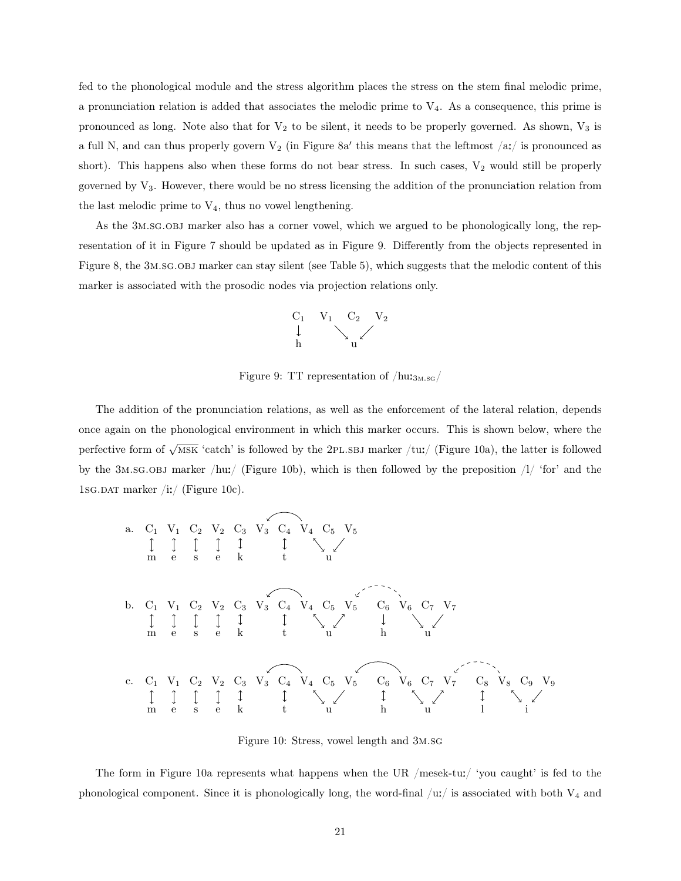fed to the phonological module and the stress algorithm places the stress on the stem final melodic prime, a pronunciation relation is added that associates the melodic prime to $V_4$. As a consequence, this prime is pronounced as long. Note also that for $V_2$ to be silent, it needs to be properly governed. As shown, $V_3$ is a full N, and can thus properly govern $V_2$ (in Figure 8a′ this means that the leftmost /aː/ is pronounced as short). This happens also when these forms do not bear stress. In such cases, $V_2$ would still be properly governed by $V_3$. However, there would be no stress licensing the addition of the pronunciation relation from the last melodic prime to $V_4$, thus no vowel lengthening.

As the 3M.SG.OBJ marker also has a corner vowel, which we argued to be phonologically long, the representation of it in Figure 7 should be updated as in Figure 9. Differently from the objects represented in Figure 8, the 3M.SG.OBJ marker can stay silent (see Table 5), which suggests that the melodic content of this marker is associated with the prosodic nodes via projection relations only.

```
C1   V1   C2   V2
↓      ↘      ↙
h         u
```

Figure 9: TT representation of /huː$_{3M.SG}$/

The addition of the pronunciation relations, as well as the enforcement of the lateral relation, depends once again on the phonological environment in which this marker occurs. This is shown below, where the perfective form of $\sqrt{\text{MSK}}$ 'catch' is followed by the 2PL.SBJ marker /tuː/ (Figure 10a), the latter is followed by the 3M.SG.OBJ marker /huː/ (Figure 10b), which is then followed by the preposition /l/ 'for' and the 1SG.DAT marker /iː/ (Figure 10c).

```
a.  C1 V1 C2 V2 C3 V3 C4 V4 C5 V5
    ↕  ↕  ↕  ↕  ↕     ↕   ↖  ↗
    m  e  s  e  k     t    u

b.  C1 V1 C2 V2 C3 V3 C4 V4 C5 V5   C6 V6 C7 V7
    ↕  ↕  ↕  ↕  ↕     ↕   ↖  ↗      ↓   ↘  ↙
    m  e  s  e  k     t    u        h    u

c.  C1 V1 C2 V2 C3 V3 C4 V4 C5 V5   C6 V6 C7 V7   C8 V8 C9 V9
    ↕  ↕  ↕  ↕  ↕     ↕   ↖  ↗      ↕   ↖  ↗      ↕   ↖  ↙
    m  e  s  e  k     t    u        h    u        l    i
```

Figure 10: Stress, vowel length and 3M.SG

The form in Figure 10a represents what happens when the UR /mesek-tuː/ 'you caught' is fed to the phonological component. Since it is phonologically long, the word-final /uː/ is associated with both $V_4$ and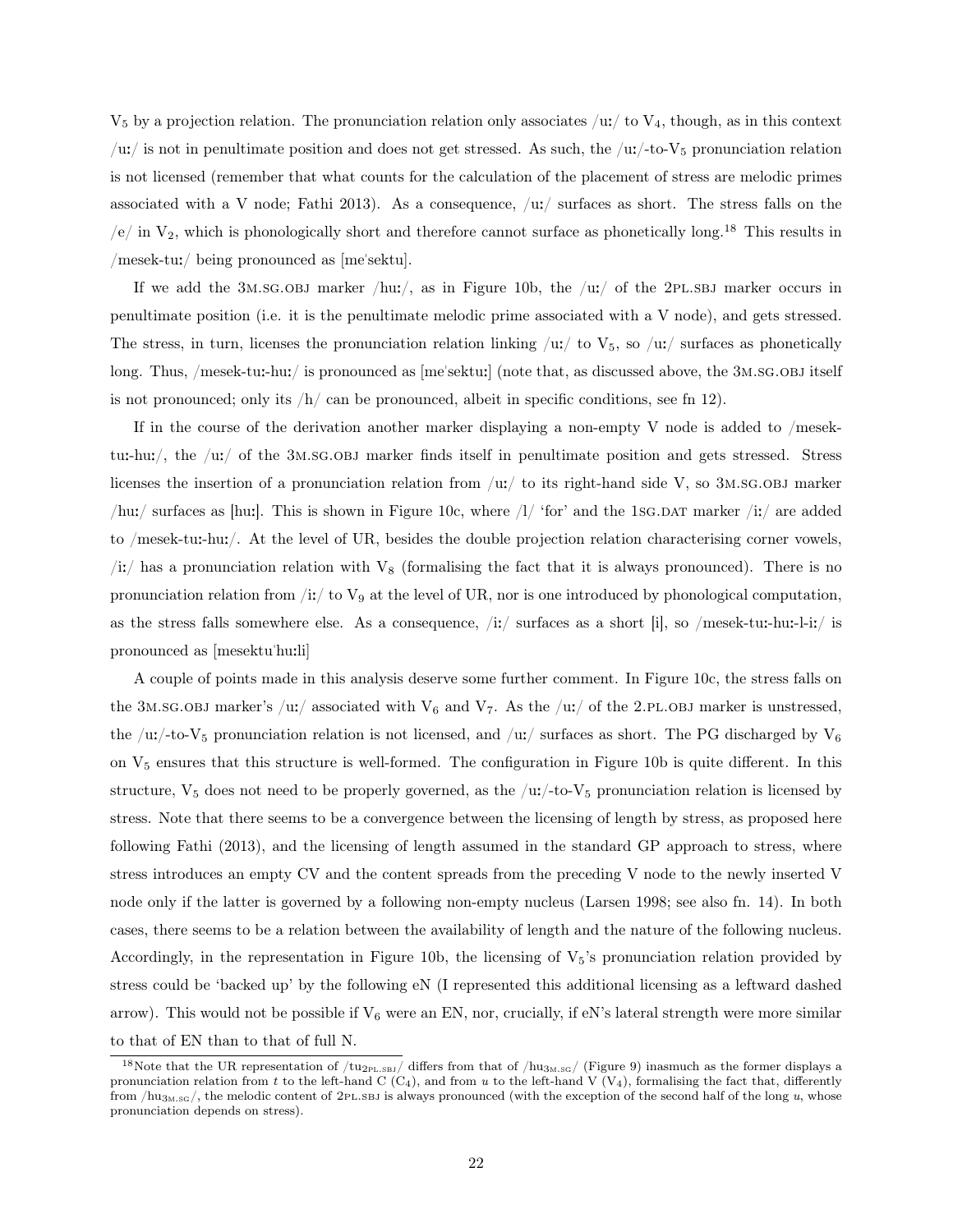$V_5$ by a projection relation. The pronunciation relation only associates /uː/ to $V_4$, though, as in this context /uː/ is not in penultimate position and does not get stressed. As such, the /uː/-to-$V_5$ pronunciation relation is not licensed (remember that what counts for the calculation of the placement of stress are melodic primes associated with a V node; Fathi 2013). As a consequence, /uː/ surfaces as short. The stress falls on the /e/ in $V_2$, which is phonologically short and therefore cannot surface as phonetically long.[18] This results in /mesek-tuː/ being pronounced as [meˈsektu].

If we add the 3M.SG.OBJ marker /huː/, as in Figure 10b, the /uː/ of the 2PL.SBJ marker occurs in penultimate position (i.e. it is the penultimate melodic prime associated with a V node), and gets stressed. The stress, in turn, licenses the pronunciation relation linking /uː/ to $V_5$, so /uː/ surfaces as phonetically long. Thus, /mesek-tuː-huː/ is pronounced as [meˈsektuː] (note that, as discussed above, the 3M.SG.OBJ itself is not pronounced; only its /h/ can be pronounced, albeit in specific conditions, see fn 12).

If in the course of the derivation another marker displaying a non-empty V node is added to /mesek-tuː-huː/, the /uː/ of the 3M.SG.OBJ marker finds itself in penultimate position and gets stressed. Stress licenses the insertion of a pronunciation relation from /uː/ to its right-hand side V, so 3M.SG.OBJ marker /huː/ surfaces as [huː]. This is shown in Figure 10c, where /l/ 'for' and the 1SG.DAT marker /iː/ are added to /mesek-tuː-huː/. At the level of UR, besides the double projection relation characterising corner vowels, /iː/ has a pronunciation relation with $V_8$ (formalising the fact that it is always pronounced). There is no pronunciation relation from /iː/ to $V_9$ at the level of UR, nor is one introduced by phonological computation, as the stress falls somewhere else. As a consequence, /iː/ surfaces as a short [i], so /mesek-tuː-huː-l-iː/ is pronounced as [mesektuˈhuːli]

A couple of points made in this analysis deserve some further comment. In Figure 10c, the stress falls on the 3M.SG.OBJ marker's /uː/ associated with $V_6$ and $V_7$. As the /uː/ of the 2.PL.OBJ marker is unstressed, the /uː/-to-$V_5$ pronunciation relation is not licensed, and /uː/ surfaces as short. The PG discharged by $V_6$ on $V_5$ ensures that this structure is well-formed. The configuration in Figure 10b is quite different. In this structure, $V_5$ does not need to be properly governed, as the /uː/-to-$V_5$ pronunciation relation is licensed by stress. Note that there seems to be a convergence between the licensing of length by stress, as proposed here following Fathi (2013), and the licensing of length assumed in the standard GP approach to stress, where stress introduces an empty CV and the content spreads from the preceding V node to the newly inserted V node only if the latter is governed by a following non-empty nucleus (Larsen 1998; see also fn. 14). In both cases, there seems to be a relation between the availability of length and the nature of the following nucleus. Accordingly, in the representation in Figure 10b, the licensing of $V_5$'s pronunciation relation provided by stress could be 'backed up' by the following eN (I represented this additional licensing as a leftward dashed arrow). This would not be possible if $V_6$ were an EN, nor, crucially, if eN's lateral strength were more similar to that of EN than to that of full N.

[18]Note that the UR representation of /$tu_{2PL.SBJ}$/ differs from that of /$hu_{3M.SG}$/ (Figure 9) inasmuch as the former displays a pronunciation relation from *t* to the left-hand C ($C_4$), and from *u* to the left-hand V ($V_4$), formalising the fact that, differently from /$hu_{3M.SG}$/, the melodic content of 2PL.SBJ is always pronounced (with the exception of the second half of the long *u*, whose pronunciation depends on stress).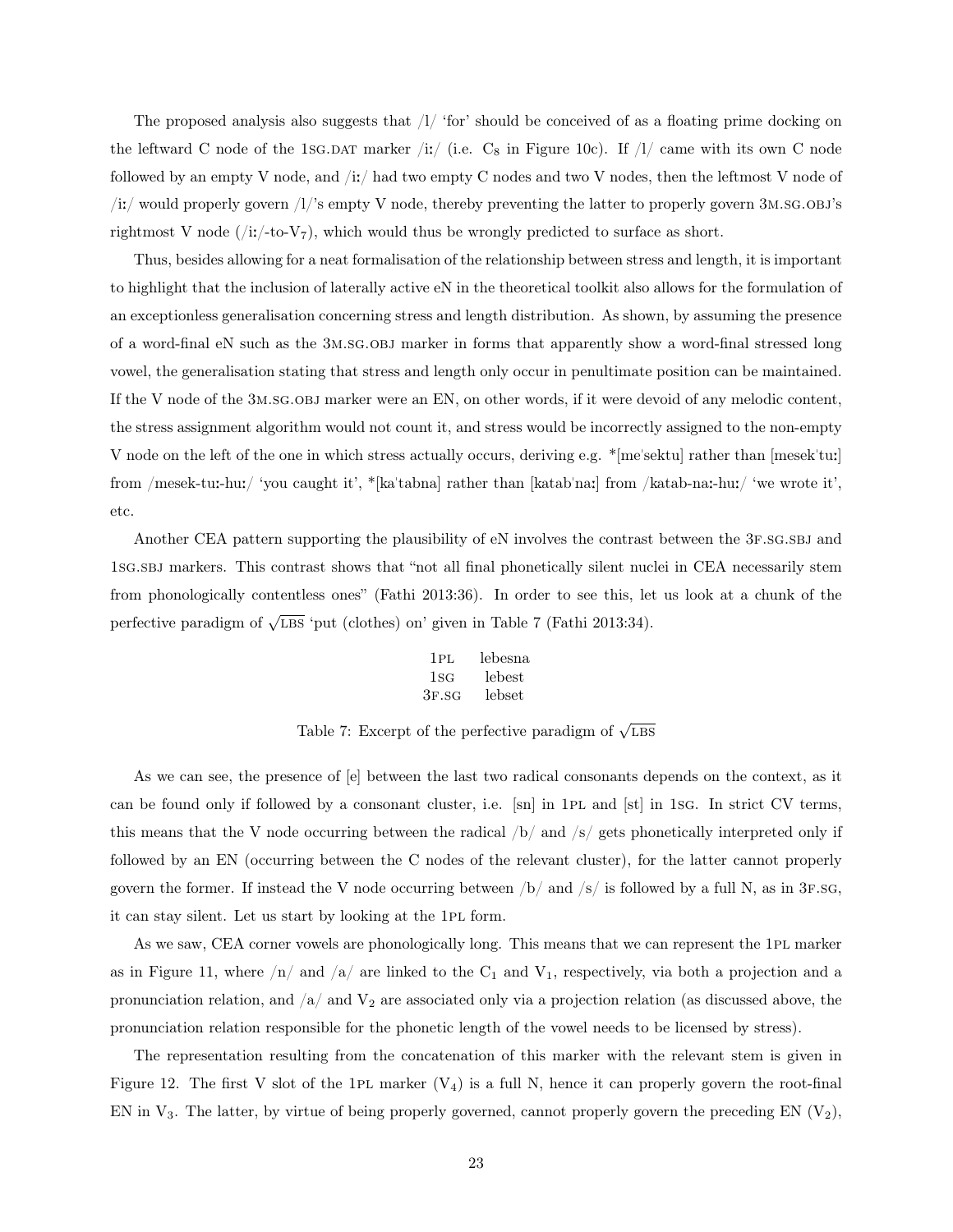The proposed analysis also suggests that /l/ 'for' should be conceived of as a floating prime docking on the leftward C node of the 1SG.DAT marker /iː/ (i.e. $C_8$ in Figure 10c). If /l/ came with its own C node followed by an empty V node, and /iː/ had two empty C nodes and two V nodes, then the leftmost V node of /iː/ would properly govern /l/'s empty V node, thereby preventing the latter to properly govern 3M.SG.OBJ's rightmost V node (/iː/-to-$V_7$), which would thus be wrongly predicted to surface as short.

Thus, besides allowing for a neat formalisation of the relationship between stress and length, it is important to highlight that the inclusion of laterally active eN in the theoretical toolkit also allows for the formulation of an exceptionless generalisation concerning stress and length distribution. As shown, by assuming the presence of a word-final eN such as the 3M.SG.OBJ marker in forms that apparently show a word-final stressed long vowel, the generalisation stating that stress and length only occur in penultimate position can be maintained. If the V node of the 3M.SG.OBJ marker were an EN, on other words, if it were devoid of any melodic content, the stress assignment algorithm would not count it, and stress would be incorrectly assigned to the non-empty V node on the left of the one in which stress actually occurs, deriving e.g. *[meˈsektu] rather than [mesekˈtuː] from /mesek-tuː-huː/ 'you caught it', *[kaˈtabna] rather than [katabˈnaː] from /katab-naː-huː/ 'we wrote it', etc.

Another CEA pattern supporting the plausibility of eN involves the contrast between the 3F.SG.SBJ and 1SG.SBJ markers. This contrast shows that "not all final phonetically silent nuclei in CEA necessarily stem from phonologically contentless ones" (Fathi 2013:36). In order to see this, let us look at a chunk of the perfective paradigm of $\sqrt{\text{LBS}}$ 'put (clothes) on' given in Table 7 (Fathi 2013:34).

| | |
|---|---|
| 1PL | lebesna |
| 1SG | lebest |
| 3F.SG | lebset |

Table 7: Excerpt of the perfective paradigm of $\sqrt{\text{LBS}}$

As we can see, the presence of [e] between the last two radical consonants depends on the context, as it can be found only if followed by a consonant cluster, i.e. [sn] in 1PL and [st] in 1SG. In strict CV terms, this means that the V node occurring between the radical /b/ and /s/ gets phonetically interpreted only if followed by an EN (occurring between the C nodes of the relevant cluster), for the latter cannot properly govern the former. If instead the V node occurring between /b/ and /s/ is followed by a full N, as in 3F.SG, it can stay silent. Let us start by looking at the 1PL form.

As we saw, CEA corner vowels are phonologically long. This means that we can represent the 1PL marker as in Figure 11, where /n/ and /a/ are linked to the $C_1$ and $V_1$, respectively, via both a projection and a pronunciation relation, and /a/ and $V_2$ are associated only via a projection relation (as discussed above, the pronunciation relation responsible for the phonetic length of the vowel needs to be licensed by stress).

The representation resulting from the concatenation of this marker with the relevant stem is given in Figure 12. The first V slot of the 1PL marker ($V_4$) is a full N, hence it can properly govern the root-final EN in $V_3$. The latter, by virtue of being properly governed, cannot properly govern the preceding EN ($V_2$),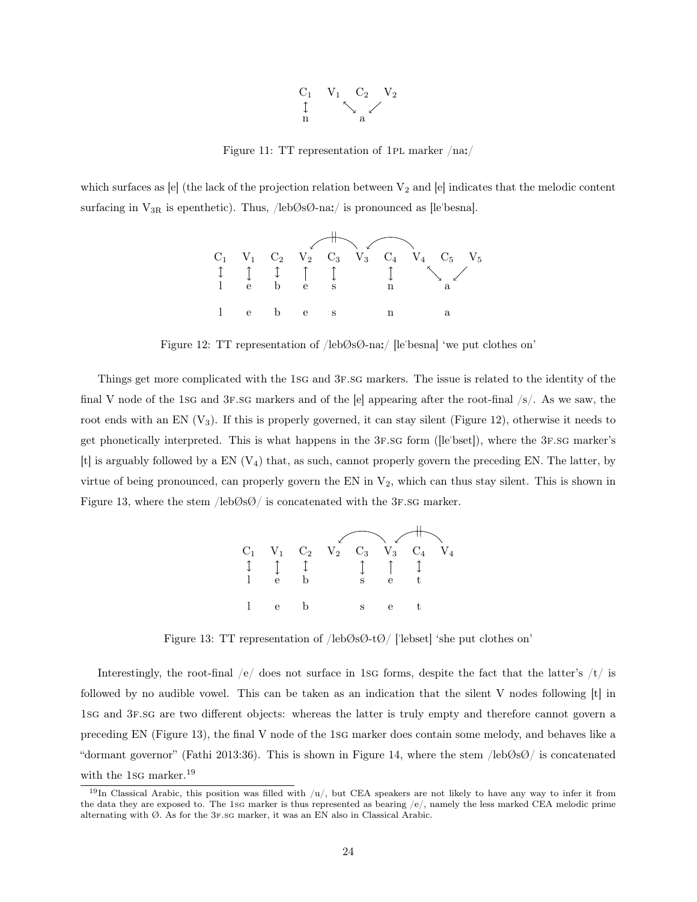```
C1    V1    C2    V2
↕           ↖  ↘  ↙
n               a
```

Figure 11: TT representation of 1PL marker /naː/

which surfaces as [e] (the lack of the projection relation between $V_2$ and [e] indicates that the melodic content surfacing in $V_{3R}$ is epenthetic). Thus, /lebØsØ-naː/ is pronounced as [le'besna].

```
                  ╫
               ↙‾‾‾‾‾\  ↙‾‾‾‾‾\
C1   V1   C2   V2   C3   V3   C4   V4   C5   V5
↕    ↕    ↕    ↑    ↕         ↕         ↖  ↘  ↙
l    e    b    e    s         n              a

l    e    b    e    s         n              a
```

Figure 12: TT representation of /lebØsØ-naː/ [le'besna] 'we put clothes on'

Things get more complicated with the 1SG and 3F.SG markers. The issue is related to the identity of the final V node of the 1SG and 3F.SG markers and of the [e] appearing after the root-final /s/. As we saw, the root ends with an EN ($V_3$). If this is properly governed, it can stay silent (Figure 12), otherwise it needs to get phonetically interpreted. This is what happens in the 3F.SG form ([le'bset]), where the 3F.SG marker's [t] is arguably followed by a EN ($V_4$) that, as such, cannot properly govern the preceding EN. The latter, by virtue of being pronounced, can properly govern the EN in $V_2$, which can thus stay silent. This is shown in Figure 13, where the stem /lebØsØ/ is concatenated with the 3F.SG marker.

```
                                    ╫
                    ↙‾‾‾‾‾\  ↙‾‾‾‾‾\
C1   V1   C2   V2   C3   V3   C4   V4
↕    ↕    ↕         ↕    ↑    ↕
l    e    b         s    e    t

l    e    b         s    e    t
```

Figure 13: TT representation of /lebØsØ-tØ/ ['lebset] 'she put clothes on'

Interestingly, the root-final /e/ does not surface in 1SG forms, despite the fact that the latter's /t/ is followed by no audible vowel. This can be taken as an indication that the silent V nodes following [t] in 1SG and 3F.SG are two different objects: whereas the latter is truly empty and therefore cannot govern a preceding EN (Figure 13), the final V node of the 1SG marker does contain some melody, and behaves like a "dormant governor" (Fathi 2013:36). This is shown in Figure 14, where the stem /lebØsØ/ is concatenated with the 1SG marker.[19]

---

[19] In Classical Arabic, this position was filled with /u/, but CEA speakers are not likely to have any way to infer it from the data they are exposed to. The 1SG marker is thus represented as bearing /e/, namely the less marked CEA melodic prime alternating with Ø. As for the 3F.SG marker, it was an EN also in Classical Arabic.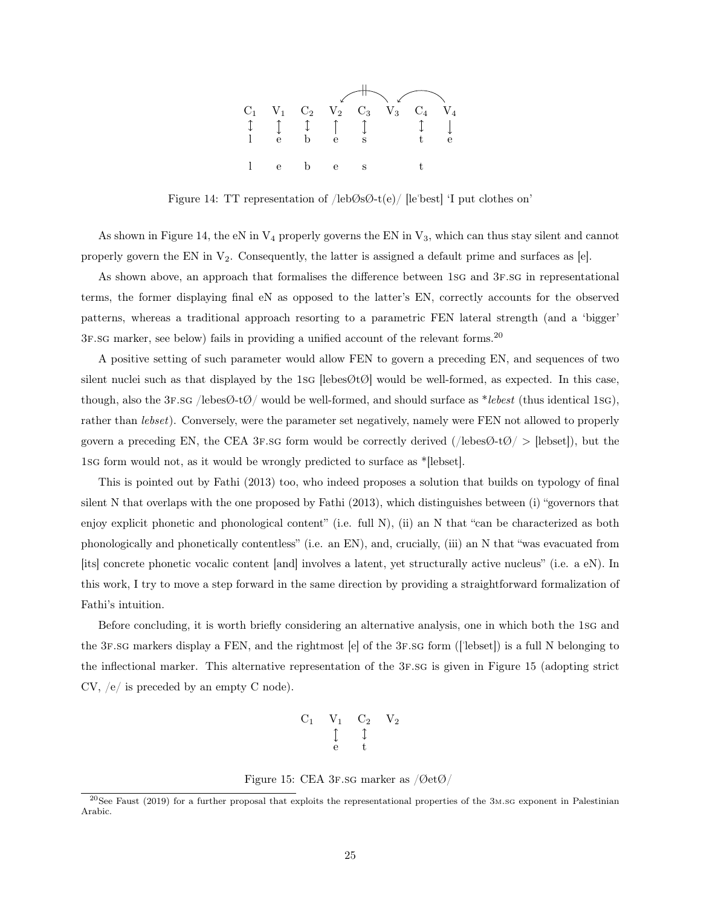| $C_1$ | $V_1$ | $C_2$ | $V_2$ | $C_3$ | $V_3$ | $C_4$ | $V_4$ |
|---|---|---|---|---|---|---|---|
| ↕ | ↕ | ↕ | ↑ | ↕ | | ↕ | ↓ |
| l | e | b | e | s | | t | e |
| l | e | b | e | s | | t | |

Figure 14: TT representation of /lebØsØ-t(e)/ [leˈbest] 'I put clothes on'

As shown in Figure 14, the eN in $V_4$ properly governs the EN in $V_3$, which can thus stay silent and cannot properly govern the EN in $V_2$. Consequently, the latter is assigned a default prime and surfaces as [e].

As shown above, an approach that formalises the difference between 1SG and 3F.SG in representational terms, the former displaying final eN as opposed to the latter's EN, correctly accounts for the observed patterns, whereas a traditional approach resorting to a parametric FEN lateral strength (and a 'bigger' 3F.SG marker, see below) fails in providing a unified account of the relevant forms.[20]

A positive setting of such parameter would allow FEN to govern a preceding EN, and sequences of two silent nuclei such as that displayed by the 1SG [lebesØtØ] would be well-formed, as expected. In this case, though, also the 3F.SG /lebesØ-tØ/ would be well-formed, and should surface as **lebest* (thus identical 1SG), rather than *lebset*). Conversely, were the parameter set negatively, namely were FEN not allowed to properly govern a preceding EN, the CEA 3F.SG form would be correctly derived (/lebesØ-tØ/ > [lebset]), but the 1SG form would not, as it would be wrongly predicted to surface as *[lebset].

This is pointed out by Fathi (2013) too, who indeed proposes a solution that builds on typology of final silent N that overlaps with the one proposed by Fathi (2013), which distinguishes between (i) "governors that enjoy explicit phonetic and phonological content" (i.e. full N), (ii) an N that "can be characterized as both phonologically and phonetically contentless" (i.e. an EN), and, crucially, (iii) an N that "was evacuated from [its] concrete phonetic vocalic content [and] involves a latent, yet structurally active nucleus" (i.e. a eN). In this work, I try to move a step forward in the same direction by providing a straightforward formalization of Fathi's intuition.

Before concluding, it is worth briefly considering an alternative analysis, one in which both the 1SG and the 3F.SG markers display a FEN, and the rightmost [e] of the 3F.SG form ([ˈlebset]) is a full N belonging to the inflectional marker. This alternative representation of the 3F.SG is given in Figure 15 (adopting strict CV, /e/ is preceded by an empty C node).

| $C_1$ | $V_1$ | $C_2$ | $V_2$ |
|---|---|---|---|
| | ↕ | ↕ | |
| | e | t | |

Figure 15: CEA 3F.SG marker as /ØetØ/

[20] See Faust (2019) for a further proposal that exploits the representational properties of the 3M.SG exponent in Palestinian Arabic.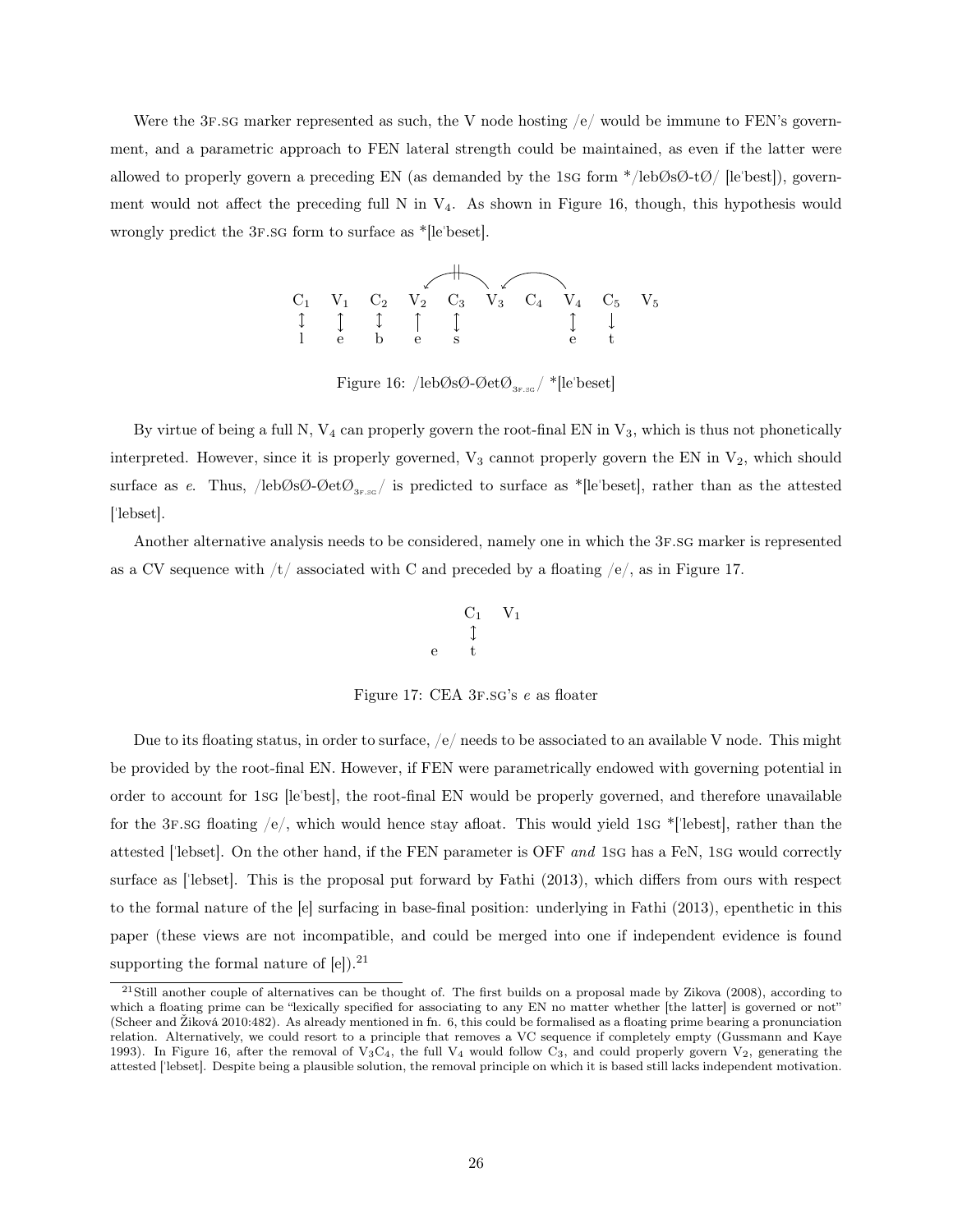Were the 3F.SG marker represented as such, the V node hosting /e/ would be immune to FEN's government, and a parametric approach to FEN lateral strength could be maintained, as even if the latter were allowed to properly govern a preceding EN (as demanded by the 1SG form */lebØsØ-tØ/ [leˈbest]), government would not affect the preceding full N in $V_4$. As shown in Figure 16, though, this hypothesis would wrongly predict the 3F.SG form to surface as *[leˈbeset].

```
              ╫
           ↙‾‾‾‾‾╲  ↙‾‾‾‾‾╲
C1  V1  C2  V2  C3  V3  C4  V4  C5  V5
↕   ↕   ↕   ↑   ↕           ↕   ↓
l   e   b   e   s           e   t
```

Figure 16: /lebØsØ-ØetØ$_{3F.SG}$/ *[leˈbeset]

By virtue of being a full N, $V_4$ can properly govern the root-final EN in $V_3$, which is thus not phonetically interpreted. However, since it is properly governed, $V_3$ cannot properly govern the EN in $V_2$, which should surface as *e*. Thus, /lebØsØ-ØetØ$_{3F.SG}$/ is predicted to surface as *[leˈbeset], rather than as the attested [ˈlebset].

Another alternative analysis needs to be considered, namely one in which the 3F.SG marker is represented as a CV sequence with /t/ associated with C and preceded by a floating /e/, as in Figure 17.

```
     C1  V1
     ↕
e    t
```

Figure 17: CEA 3F.SG's *e* as floater

Due to its floating status, in order to surface, /e/ needs to be associated to an available V node. This might be provided by the root-final EN. However, if FEN were parametrically endowed with governing potential in order to account for 1SG [leˈbest], the root-final EN would be properly governed, and therefore unavailable for the 3F.SG floating /e/, which would hence stay afloat. This would yield 1SG *[ˈlebest], rather than the attested [ˈlebset]. On the other hand, if the FEN parameter is OFF *and* 1SG has a FeN, 1SG would correctly surface as [ˈlebset]. This is the proposal put forward by Fathi (2013), which differs from ours with respect to the formal nature of the [e] surfacing in base-final position: underlying in Fathi (2013), epenthetic in this paper (these views are not incompatible, and could be merged into one if independent evidence is found supporting the formal nature of [e]).[21]

[21] Still another couple of alternatives can be thought of. The first builds on a proposal made by Zikova (2008), according to which a floating prime can be "lexically specified for associating to any EN no matter whether [the latter] is governed or not" (Scheer and Žiková 2010:482). As already mentioned in fn. 6, this could be formalised as a floating prime bearing a pronunciation relation. Alternatively, we could resort to a principle that removes a VC sequence if completely empty (Gussmann and Kaye 1993). In Figure 16, after the removal of $V_3C_4$, the full $V_4$ would follow $C_3$, and could properly govern $V_2$, generating the attested [ˈlebset]. Despite being a plausible solution, the removal principle on which it is based still lacks independent motivation.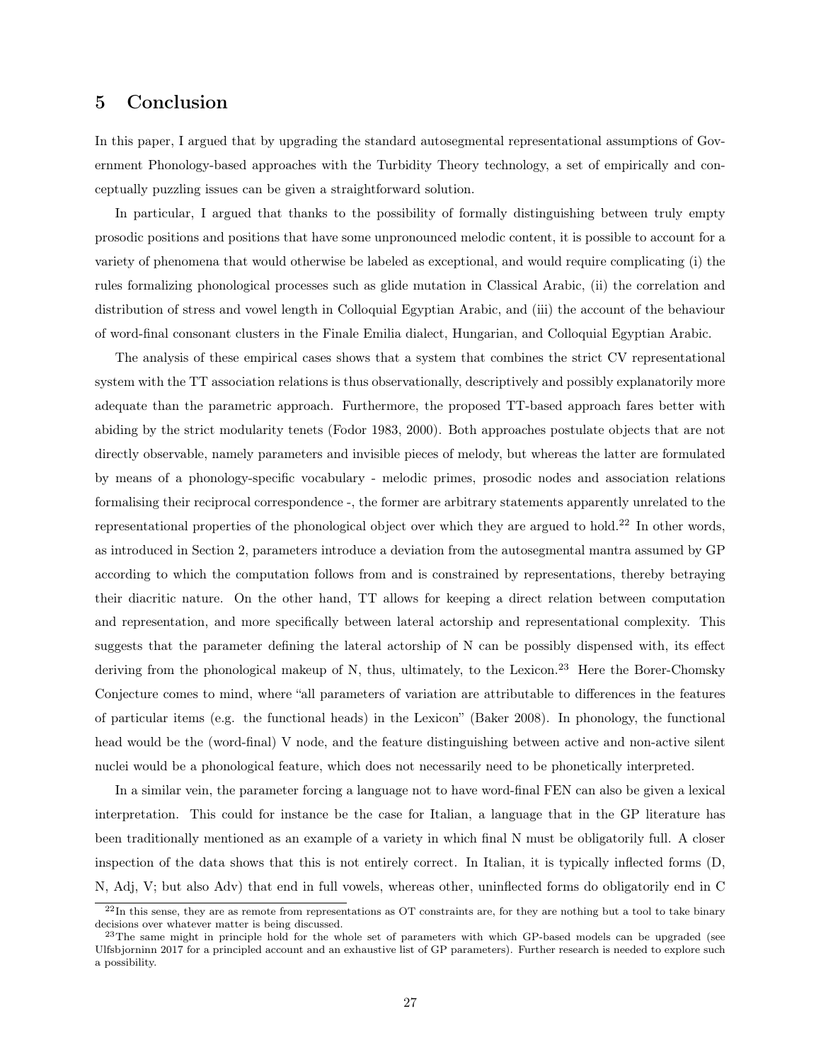## 5 Conclusion

In this paper, I argued that by upgrading the standard autosegmental representational assumptions of Government Phonology-based approaches with the Turbidity Theory technology, a set of empirically and conceptually puzzling issues can be given a straightforward solution.

In particular, I argued that thanks to the possibility of formally distinguishing between truly empty prosodic positions and positions that have some unpronounced melodic content, it is possible to account for a variety of phenomena that would otherwise be labeled as exceptional, and would require complicating (i) the rules formalizing phonological processes such as glide mutation in Classical Arabic, (ii) the correlation and distribution of stress and vowel length in Colloquial Egyptian Arabic, and (iii) the account of the behaviour of word-final consonant clusters in the Finale Emilia dialect, Hungarian, and Colloquial Egyptian Arabic.

The analysis of these empirical cases shows that a system that combines the strict CV representational system with the TT association relations is thus observationally, descriptively and possibly explanatorily more adequate than the parametric approach. Furthermore, the proposed TT-based approach fares better with abiding by the strict modularity tenets (Fodor 1983, 2000). Both approaches postulate objects that are not directly observable, namely parameters and invisible pieces of melody, but whereas the latter are formulated by means of a phonology-specific vocabulary - melodic primes, prosodic nodes and association relations formalising their reciprocal correspondence -, the former are arbitrary statements apparently unrelated to the representational properties of the phonological object over which they are argued to hold.[22] In other words, as introduced in Section 2, parameters introduce a deviation from the autosegmental mantra assumed by GP according to which the computation follows from and is constrained by representations, thereby betraying their diacritic nature. On the other hand, TT allows for keeping a direct relation between computation and representation, and more specifically between lateral actorship and representational complexity. This suggests that the parameter defining the lateral actorship of N can be possibly dispensed with, its effect deriving from the phonological makeup of N, thus, ultimately, to the Lexicon.[23] Here the Borer-Chomsky Conjecture comes to mind, where "all parameters of variation are attributable to differences in the features of particular items (e.g. the functional heads) in the Lexicon" (Baker 2008). In phonology, the functional head would be the (word-final) V node, and the feature distinguishing between active and non-active silent nuclei would be a phonological feature, which does not necessarily need to be phonetically interpreted.

In a similar vein, the parameter forcing a language not to have word-final FEN can also be given a lexical interpretation. This could for instance be the case for Italian, a language that in the GP literature has been traditionally mentioned as an example of a variety in which final N must be obligatorily full. A closer inspection of the data shows that this is not entirely correct. In Italian, it is typically inflected forms (D, N, Adj, V; but also Adv) that end in full vowels, whereas other, uninflected forms do obligatorily end in C

[22] In this sense, they are as remote from representations as OT constraints are, for they are nothing but a tool to take binary decisions over whatever matter is being discussed.

[23] The same might in principle hold for the whole set of parameters with which GP-based models can be upgraded (see Ulfsbjorninn 2017 for a principled account and an exhaustive list of GP parameters). Further research is needed to explore such a possibility.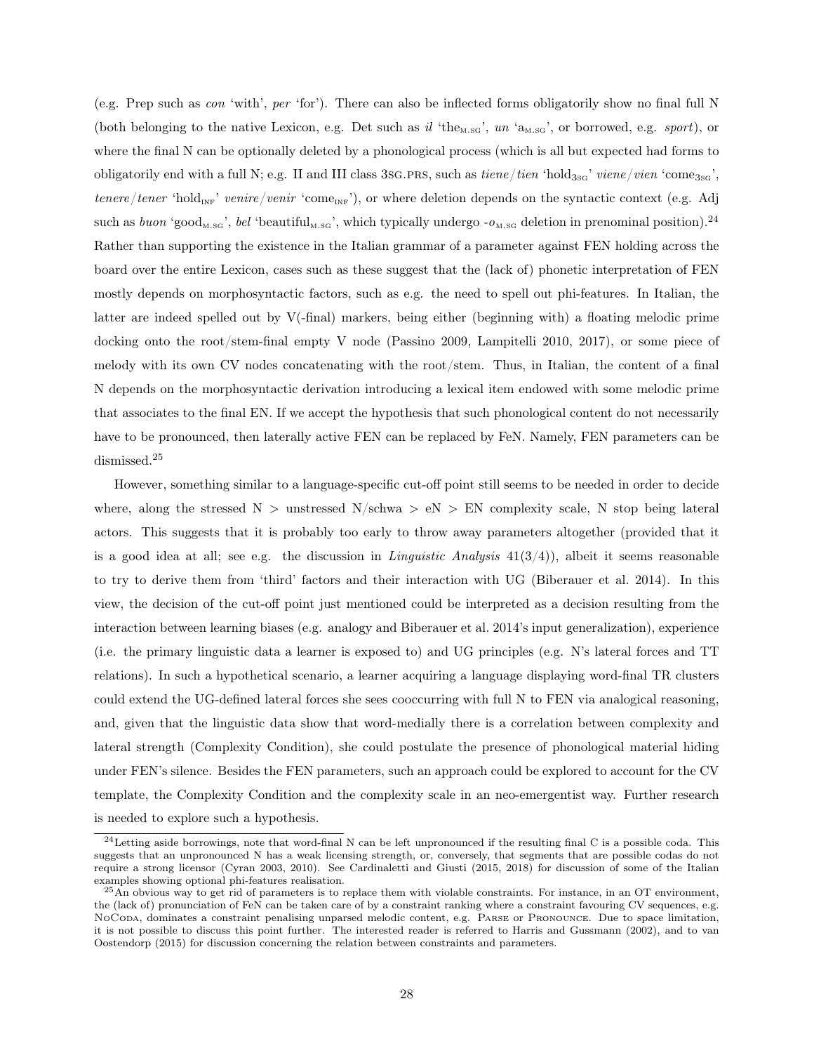(e.g. Prep such as *con* 'with', *per* 'for'). There can also be inflected forms obligatorily show no final full N (both belonging to the native Lexicon, e.g. Det such as *il* 'the$_{\text{M.SG}}$', *un* 'a$_{\text{M.SG}}$', or borrowed, e.g. *sport*), or where the final N can be optionally deleted by a phonological process (which is all but expected had forms to obligatorily end with a full N; e.g. II and III class 3SG.PRS, such as *tiene/tien* 'hold$_{\text{3SG}}$' *viene/vien* 'come$_{\text{3SG}}$', *tenere/tener* 'hold$_{\text{INF}}$' *venire/venir* 'come$_{\text{INF}}$'), or where deletion depends on the syntactic context (e.g. Adj such as *buon* 'good$_{\text{M.SG}}$', *bel* 'beautiful$_{\text{M.SG}}$', which typically undergo -*o*$_{\text{M.SG}}$ deletion in prenominal position).[24] Rather than supporting the existence in the Italian grammar of a parameter against FEN holding across the board over the entire Lexicon, cases such as these suggest that the (lack of) phonetic interpretation of FEN mostly depends on morphosyntactic factors, such as e.g. the need to spell out phi-features. In Italian, the latter are indeed spelled out by V(-final) markers, being either (beginning with) a floating melodic prime docking onto the root/stem-final empty V node (Passino 2009, Lampitelli 2010, 2017), or some piece of melody with its own CV nodes concatenating with the root/stem. Thus, in Italian, the content of a final N depends on the morphosyntactic derivation introducing a lexical item endowed with some melodic prime that associates to the final EN. If we accept the hypothesis that such phonological content do not necessarily have to be pronounced, then laterally active FEN can be replaced by FeN. Namely, FEN parameters can be dismissed.[25]

However, something similar to a language-specific cut-off point still seems to be needed in order to decide where, along the stressed N > unstressed N/schwa > eN > EN complexity scale, N stop being lateral actors. This suggests that it is probably too early to throw away parameters altogether (provided that it is a good idea at all; see e.g. the discussion in *Linguistic Analysis* 41(3/4)), albeit it seems reasonable to try to derive them from 'third' factors and their interaction with UG (Biberauer et al. 2014). In this view, the decision of the cut-off point just mentioned could be interpreted as a decision resulting from the interaction between learning biases (e.g. analogy and Biberauer et al. 2014's input generalization), experience (i.e. the primary linguistic data a learner is exposed to) and UG principles (e.g. N's lateral forces and TT relations). In such a hypothetical scenario, a learner acquiring a language displaying word-final TR clusters could extend the UG-defined lateral forces she sees cooccurring with full N to FEN via analogical reasoning, and, given that the linguistic data show that word-medially there is a correlation between complexity and lateral strength (Complexity Condition), she could postulate the presence of phonological material hiding under FEN's silence. Besides the FEN parameters, such an approach could be explored to account for the CV template, the Complexity Condition and the complexity scale in an neo-emergentist way. Further research is needed to explore such a hypothesis.

---

[24] Letting aside borrowings, note that word-final N can be left unpronounced if the resulting final C is a possible coda. This suggests that an unpronounced N has a weak licensing strength, or, conversely, that segments that are possible codas do not require a strong licensor (Cyran 2003, 2010). See Cardinaletti and Giusti (2015, 2018) for discussion of some of the Italian examples showing optional phi-features realisation.

[25] An obvious way to get rid of parameters is to replace them with violable constraints. For instance, in an OT environment, the (lack of) pronunciation of FeN can be taken care of by a constraint ranking where a constraint favouring CV sequences, e.g. NoCoda, dominates a constraint penalising unparsed melodic content, e.g. Parse or Pronounce. Due to space limitation, it is not possible to discuss this point further. The interested reader is referred to Harris and Gussmann (2002), and to van Oostendorp (2015) for discussion concerning the relation between constraints and parameters.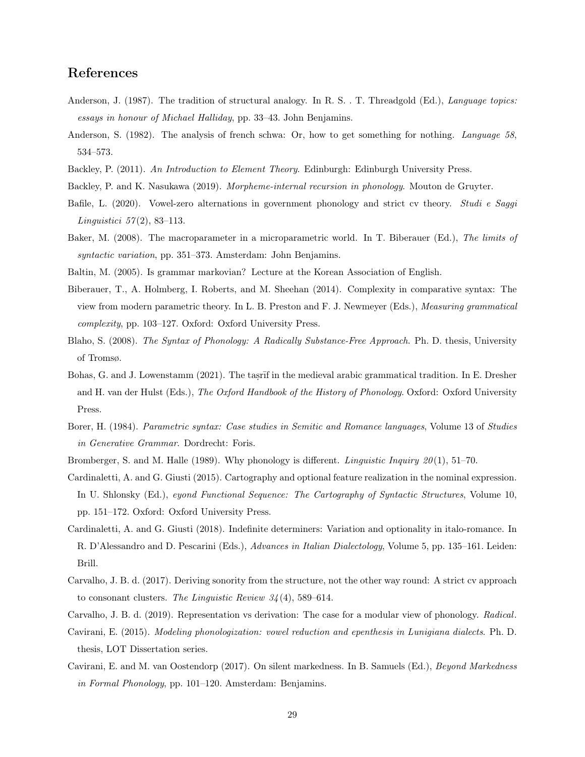# References

Anderson, J. (1987). The tradition of structural analogy. In R. S. . T. Threadgold (Ed.), *Language topics: essays in honour of Michael Halliday*, pp. 33–43. John Benjamins.

Anderson, S. (1982). The analysis of french schwa: Or, how to get something for nothing. *Language 58*, 534–573.

Backley, P. (2011). *An Introduction to Element Theory*. Edinburgh: Edinburgh University Press.

Backley, P. and K. Nasukawa (2019). *Morpheme-internal recursion in phonology*. Mouton de Gruyter.

Bafile, L. (2020). Vowel-zero alternations in government phonology and strict cv theory. *Studi e Saggi Linguistici 57*(2), 83–113.

Baker, M. (2008). The macroparameter in a microparametric world. In T. Biberauer (Ed.), *The limits of syntactic variation*, pp. 351–373. Amsterdam: John Benjamins.

Baltin, M. (2005). Is grammar markovian? Lecture at the Korean Association of English.

Biberauer, T., A. Holmberg, I. Roberts, and M. Sheehan (2014). Complexity in comparative syntax: The view from modern parametric theory. In L. B. Preston and F. J. Newmeyer (Eds.), *Measuring grammatical complexity*, pp. 103–127. Oxford: Oxford University Press.

Blaho, S. (2008). *The Syntax of Phonology: A Radically Substance-Free Approach*. Ph. D. thesis, University of Tromsø.

Bohas, G. and J. Lowenstamm (2021). The taṣrīf in the medieval arabic grammatical tradition. In E. Dresher and H. van der Hulst (Eds.), *The Oxford Handbook of the History of Phonology*. Oxford: Oxford University Press.

Borer, H. (1984). *Parametric syntax: Case studies in Semitic and Romance languages*, Volume 13 of *Studies in Generative Grammar*. Dordrecht: Foris.

Bromberger, S. and M. Halle (1989). Why phonology is different. *Linguistic Inquiry 20*(1), 51–70.

Cardinaletti, A. and G. Giusti (2015). Cartography and optional feature realization in the nominal expression. In U. Shlonsky (Ed.), *eyond Functional Sequence: The Cartography of Syntactic Structures*, Volume 10, pp. 151–172. Oxford: Oxford University Press.

Cardinaletti, A. and G. Giusti (2018). Indefinite determiners: Variation and optionality in italo-romance. In R. D'Alessandro and D. Pescarini (Eds.), *Advances in Italian Dialectology*, Volume 5, pp. 135–161. Leiden: Brill.

Carvalho, J. B. d. (2017). Deriving sonority from the structure, not the other way round: A strict cv approach to consonant clusters. *The Linguistic Review 34*(4), 589–614.

Carvalho, J. B. d. (2019). Representation vs derivation: The case for a modular view of phonology. *Radical*.

Cavirani, E. (2015). *Modeling phonologization: vowel reduction and epenthesis in Lunigiana dialects*. Ph. D. thesis, LOT Dissertation series.

Cavirani, E. and M. van Oostendorp (2017). On silent markedness. In B. Samuels (Ed.), *Beyond Markedness in Formal Phonology*, pp. 101–120. Amsterdam: Benjamins.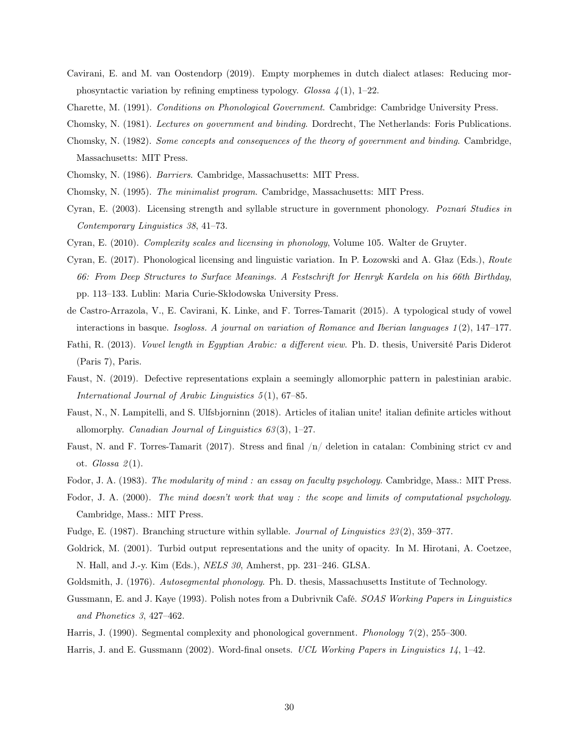Cavirani, E. and M. van Oostendorp (2019). Empty morphemes in dutch dialect atlases: Reducing morphosyntactic variation by refining emptiness typology. *Glossa 4*(1), 1–22.

Charette, M. (1991). *Conditions on Phonological Government*. Cambridge: Cambridge University Press.

Chomsky, N. (1981). *Lectures on government and binding*. Dordrecht, The Netherlands: Foris Publications.

Chomsky, N. (1982). *Some concepts and consequences of the theory of government and binding*. Cambridge, Massachusetts: MIT Press.

Chomsky, N. (1986). *Barriers*. Cambridge, Massachusetts: MIT Press.

Chomsky, N. (1995). *The minimalist program*. Cambridge, Massachusetts: MIT Press.

Cyran, E. (2003). Licensing strength and syllable structure in government phonology. *Poznań Studies in Contemporary Linguistics 38*, 41–73.

Cyran, E. (2010). *Complexity scales and licensing in phonology*, Volume 105. Walter de Gruyter.

Cyran, E. (2017). Phonological licensing and linguistic variation. In P. Łozowski and A. Głaz (Eds.), *Route 66: From Deep Structures to Surface Meanings. A Festschrift for Henryk Kardela on his 66th Birthday*, pp. 113–133. Lublin: Maria Curie-Skłodowska University Press.

de Castro-Arrazola, V., E. Cavirani, K. Linke, and F. Torres-Tamarit (2015). A typological study of vowel interactions in basque. *Isogloss. A journal on variation of Romance and Iberian languages 1*(2), 147–177.

Fathi, R. (2013). *Vowel length in Egyptian Arabic: a different view*. Ph. D. thesis, Université Paris Diderot (Paris 7), Paris.

Faust, N. (2019). Defective representations explain a seemingly allomorphic pattern in palestinian arabic. *International Journal of Arabic Linguistics 5*(1), 67–85.

Faust, N., N. Lampitelli, and S. Ulfsbjorninn (2018). Articles of italian unite! italian definite articles without allomorphy. *Canadian Journal of Linguistics 63*(3), 1–27.

Faust, N. and F. Torres-Tamarit (2017). Stress and final /n/ deletion in catalan: Combining strict cv and ot. *Glossa 2*(1).

Fodor, J. A. (1983). *The modularity of mind : an essay on faculty psychology*. Cambridge, Mass.: MIT Press.

Fodor, J. A. (2000). *The mind doesn't work that way : the scope and limits of computational psychology*. Cambridge, Mass.: MIT Press.

Fudge, E. (1987). Branching structure within syllable. *Journal of Linguistics 23*(2), 359–377.

Goldrick, M. (2001). Turbid output representations and the unity of opacity. In M. Hirotani, A. Coetzee, N. Hall, and J.-y. Kim (Eds.), *NELS 30*, Amherst, pp. 231–246. GLSA.

Goldsmith, J. (1976). *Autosegmental phonology*. Ph. D. thesis, Massachusetts Institute of Technology.

Gussmann, E. and J. Kaye (1993). Polish notes from a Dubrivnik Café. *SOAS Working Papers in Linguistics and Phonetics 3*, 427–462.

Harris, J. (1990). Segmental complexity and phonological government. *Phonology 7*(2), 255–300.

Harris, J. and E. Gussmann (2002). Word-final onsets. *UCL Working Papers in Linguistics 14*, 1–42.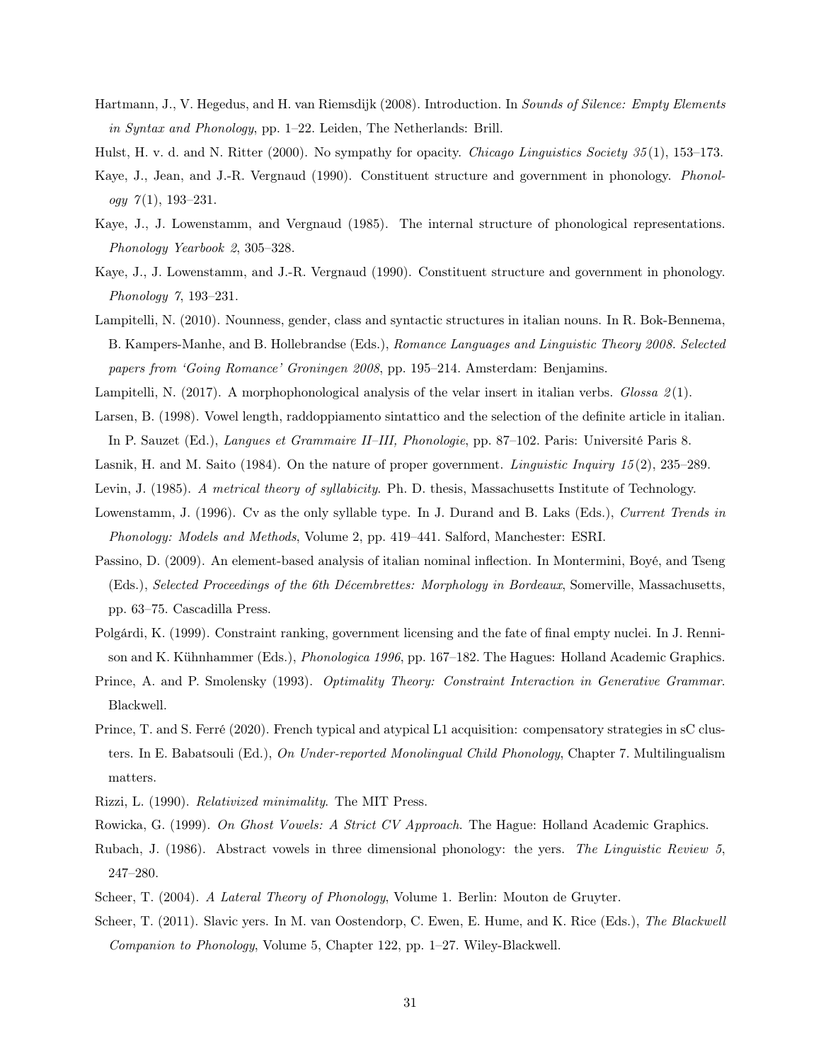Hartmann, J., V. Hegedus, and H. van Riemsdijk (2008). Introduction. In *Sounds of Silence: Empty Elements in Syntax and Phonology*, pp. 1–22. Leiden, The Netherlands: Brill.

Hulst, H. v. d. and N. Ritter (2000). No sympathy for opacity. *Chicago Linguistics Society 35*(1), 153–173.

Kaye, J., Jean, and J.-R. Vergnaud (1990). Constituent structure and government in phonology. *Phonology 7*(1), 193–231.

Kaye, J., J. Lowenstamm, and Vergnaud (1985). The internal structure of phonological representations. *Phonology Yearbook 2*, 305–328.

Kaye, J., J. Lowenstamm, and J.-R. Vergnaud (1990). Constituent structure and government in phonology. *Phonology 7*, 193–231.

Lampitelli, N. (2010). Nounness, gender, class and syntactic structures in italian nouns. In R. Bok-Bennema, B. Kampers-Manhe, and B. Hollebrandse (Eds.), *Romance Languages and Linguistic Theory 2008. Selected papers from 'Going Romance' Groningen 2008*, pp. 195–214. Amsterdam: Benjamins.

Lampitelli, N. (2017). A morphophonological analysis of the velar insert in italian verbs. *Glossa 2*(1).

Larsen, B. (1998). Vowel length, raddoppiamento sintattico and the selection of the definite article in italian. In P. Sauzet (Ed.), *Langues et Grammaire II–III, Phonologie*, pp. 87–102. Paris: Université Paris 8.

Lasnik, H. and M. Saito (1984). On the nature of proper government. *Linguistic Inquiry 15*(2), 235–289.

Levin, J. (1985). *A metrical theory of syllabicity*. Ph. D. thesis, Massachusetts Institute of Technology.

Lowenstamm, J. (1996). Cv as the only syllable type. In J. Durand and B. Laks (Eds.), *Current Trends in Phonology: Models and Methods*, Volume 2, pp. 419–441. Salford, Manchester: ESRI.

Passino, D. (2009). An element-based analysis of italian nominal inflection. In Montermini, Boyé, and Tseng (Eds.), *Selected Proceedings of the 6th Décembrettes: Morphology in Bordeaux*, Somerville, Massachusetts, pp. 63–75. Cascadilla Press.

Polgárdi, K. (1999). Constraint ranking, government licensing and the fate of final empty nuclei. In J. Rennison and K. Kühnhammer (Eds.), *Phonologica 1996*, pp. 167–182. The Hagues: Holland Academic Graphics.

Prince, A. and P. Smolensky (1993). *Optimality Theory: Constraint Interaction in Generative Grammar*. Blackwell.

Prince, T. and S. Ferré (2020). French typical and atypical L1 acquisition: compensatory strategies in sC clusters. In E. Babatsouli (Ed.), *On Under-reported Monolingual Child Phonology*, Chapter 7. Multilingualism matters.

Rizzi, L. (1990). *Relativized minimality*. The MIT Press.

Rowicka, G. (1999). *On Ghost Vowels: A Strict CV Approach*. The Hague: Holland Academic Graphics.

Rubach, J. (1986). Abstract vowels in three dimensional phonology: the yers. *The Linguistic Review 5*, 247–280.

Scheer, T. (2004). *A Lateral Theory of Phonology*, Volume 1. Berlin: Mouton de Gruyter.

Scheer, T. (2011). Slavic yers. In M. van Oostendorp, C. Ewen, E. Hume, and K. Rice (Eds.), *The Blackwell Companion to Phonology*, Volume 5, Chapter 122, pp. 1–27. Wiley-Blackwell.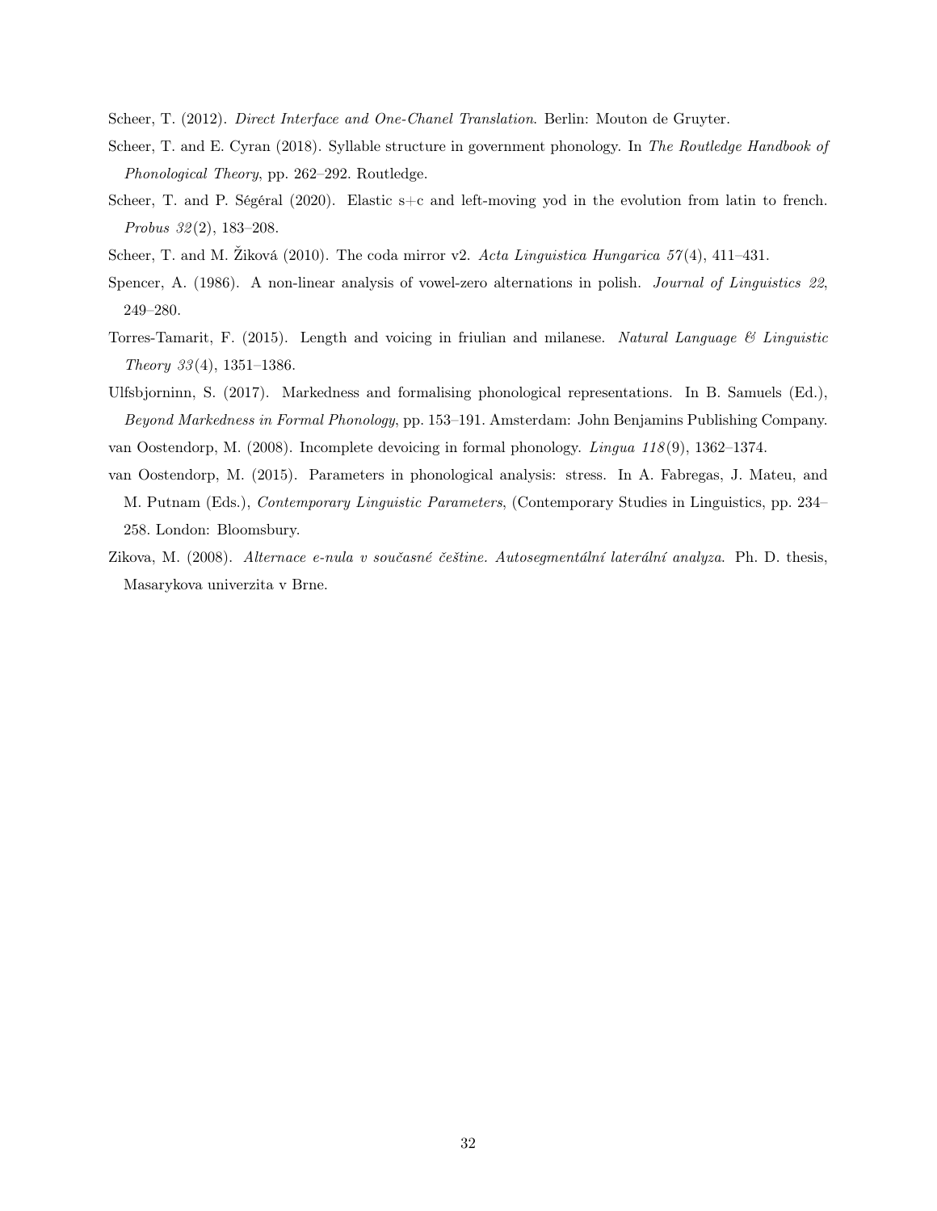Scheer, T. (2012). *Direct Interface and One-Chanel Translation*. Berlin: Mouton de Gruyter.

Scheer, T. and E. Cyran (2018). Syllable structure in government phonology. In *The Routledge Handbook of Phonological Theory*, pp. 262–292. Routledge.

Scheer, T. and P. Ségéral (2020). Elastic s+c and left-moving yod in the evolution from latin to french. *Probus 32*(2), 183–208.

Scheer, T. and M. Žiková (2010). The coda mirror v2. *Acta Linguistica Hungarica 57*(4), 411–431.

Spencer, A. (1986). A non-linear analysis of vowel-zero alternations in polish. *Journal of Linguistics 22*, 249–280.

Torres-Tamarit, F. (2015). Length and voicing in friulian and milanese. *Natural Language & Linguistic Theory 33*(4), 1351–1386.

Ulfsbjorninn, S. (2017). Markedness and formalising phonological representations. In B. Samuels (Ed.), *Beyond Markedness in Formal Phonology*, pp. 153–191. Amsterdam: John Benjamins Publishing Company.

van Oostendorp, M. (2008). Incomplete devoicing in formal phonology. *Lingua 118*(9), 1362–1374.

van Oostendorp, M. (2015). Parameters in phonological analysis: stress. In A. Fabregas, J. Mateu, and M. Putnam (Eds.), *Contemporary Linguistic Parameters*, (Contemporary Studies in Linguistics, pp. 234–258. London: Bloomsbury.

Zikova, M. (2008). *Alternace e-nula v současné češtine. Autosegmentální laterální analyza*. Ph. D. thesis, Masarykova univerzita v Brne.